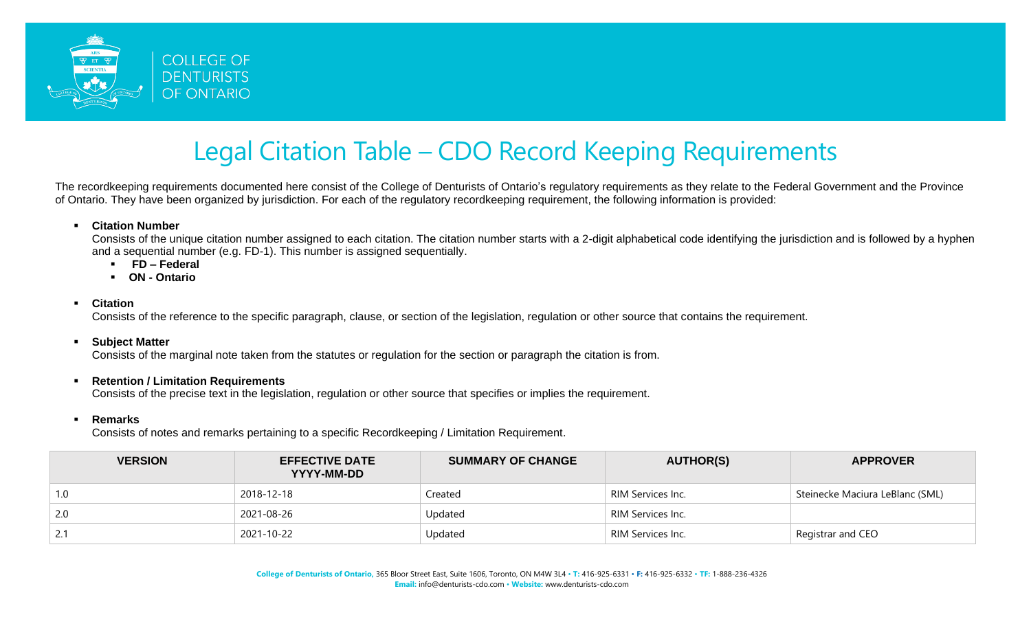COLLEGE OF DENTURISTS OF ONTARIO

# Legal Citation Table – CDO Record Keeping Requirements

The recordkeeping requirements documented here consist of the College of Denturists of Ontario's regulatory requirements as they relate to the Federal Government and the Province of Ontario. They have been organized by jurisdiction. For each of the regulatory recordkeeping requirement, the following information is provided:

- **Citation Number**
  Consists of the unique citation number assigned to each citation. The citation number starts with a 2-digit alphabetical code identifying the jurisdiction and is followed by a hyphen and a sequential number (e.g. FD-1). This number is assigned sequentially.
  - **FD – Federal**
  - **ON - Ontario**

- **Citation**
  Consists of the reference to the specific paragraph, clause, or section of the legislation, regulation or other source that contains the requirement.

- **Subject Matter**
  Consists of the marginal note taken from the statutes or regulation for the section or paragraph the citation is from.

- **Retention / Limitation Requirements**
  Consists of the precise text in the legislation, regulation or other source that specifies or implies the requirement.

- **Remarks**
  Consists of notes and remarks pertaining to a specific Recordkeeping / Limitation Requirement.

| VERSION | EFFECTIVE DATE YYYY-MM-DD | SUMMARY OF CHANGE | AUTHOR(S) | APPROVER |
|---|---|---|---|---|
| 1.0 | 2018-12-18 | Created | RIM Services Inc. | Steinecke Maciura LeBlanc (SML) |
| 2.0 | 2021-08-26 | Updated | RIM Services Inc. | |
| 2.1 | 2021-10-22 | Updated | RIM Services Inc. | Registrar and CEO |

**College of Denturists of Ontario,** 365 Bloor Street East, Suite 1606, Toronto, ON M4W 3L4 • **T:** 416-925-6331 • **F:** 416-925-6332 • **TF:** 1-888-236-4326
**Email:** info@denturists-cdo.com • **Website:** www.denturists-cdo.com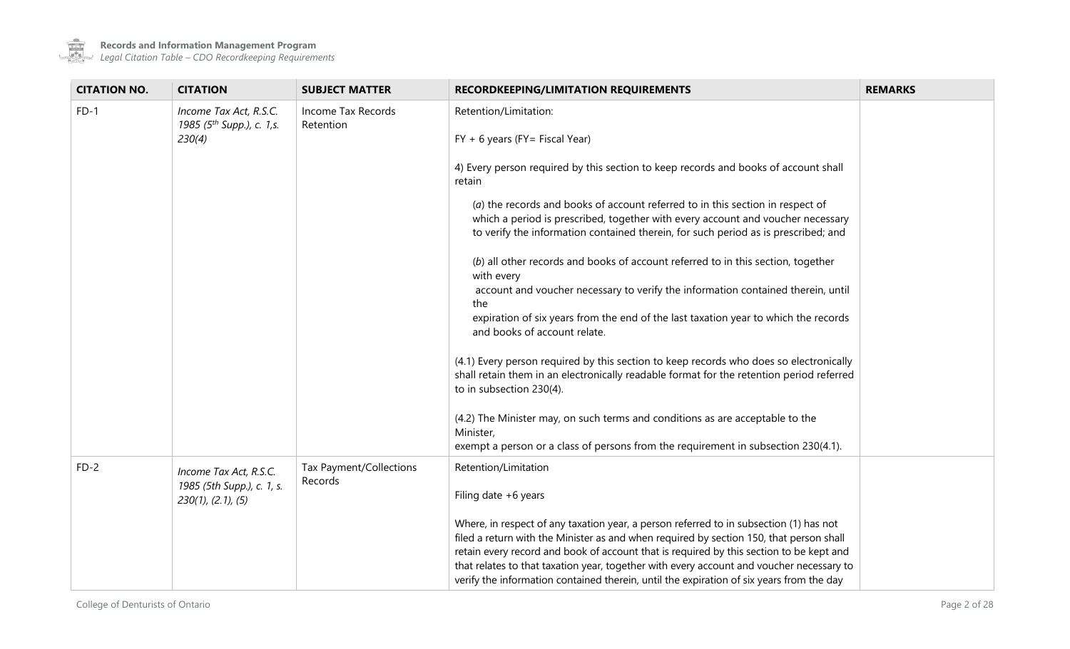| CITATION NO. | CITATION | SUBJECT MATTER | RECORDKEEPING/LIMITATION REQUIREMENTS | REMARKS |
|---|---|---|---|---|
| FD-1 | *Income Tax Act, R.S.C. 1985 (5th Supp.), c. 1,s. 230(4)* | Income Tax Records Retention | Retention/Limitation:<br><br>FY + 6 years (FY= Fiscal Year)<br><br>4) Every person required by this section to keep records and books of account shall retain<br><br>(*a*) the records and books of account referred to in this section in respect of which a period is prescribed, together with every account and voucher necessary to verify the information contained therein, for such period as is prescribed; and<br><br>(*b*) all other records and books of account referred to in this section, together with every account and voucher necessary to verify the information contained therein, until the expiration of six years from the end of the last taxation year to which the records and books of account relate.<br><br>(4.1) Every person required by this section to keep records who does so electronically shall retain them in an electronically readable format for the retention period referred to in subsection 230(4).<br><br>(4.2) The Minister may, on such terms and conditions as are acceptable to the Minister, exempt a person or a class of persons from the requirement in subsection 230(4.1). | |
| FD-2 | *Income Tax Act, R.S.C. 1985 (5th Supp.), c. 1, s. 230(1), (2.1), (5)* | Tax Payment/Collections Records | Retention/Limitation<br><br>Filing date +6 years<br><br>Where, in respect of any taxation year, a person referred to in subsection (1) has not filed a return with the Minister as and when required by section 150, that person shall retain every record and book of account that is required by this section to be kept and that relates to that taxation year, together with every account and voucher necessary to verify the information contained therein, until the expiration of six years from the day | |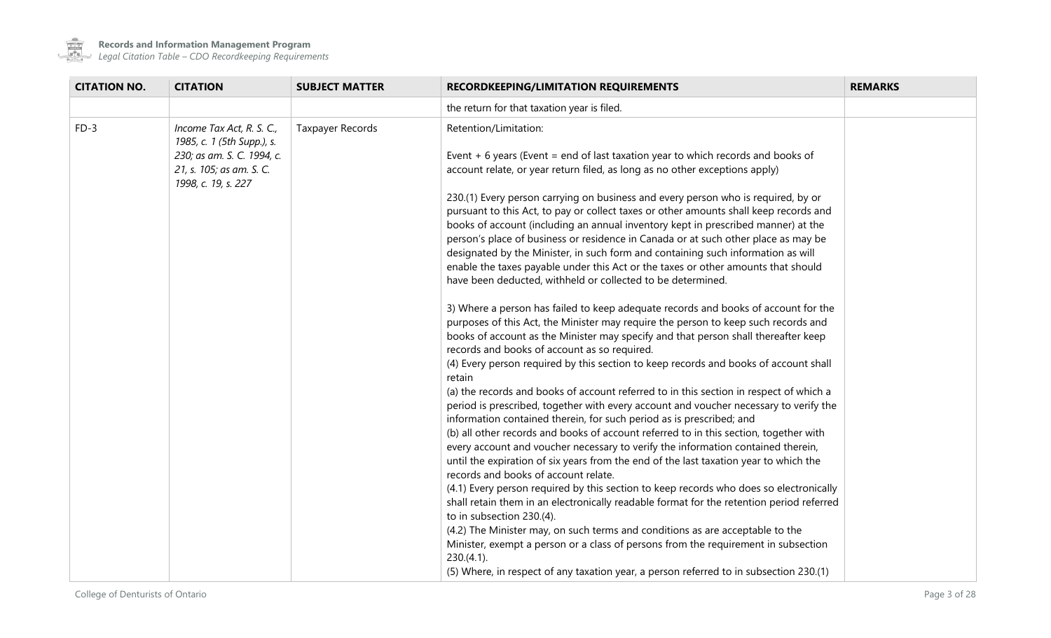| CITATION NO. | CITATION | SUBJECT MATTER | RECORDKEEPING/LIMITATION REQUIREMENTS | REMARKS |
|---|---|---|---|---|
| | | | the return for that taxation year is filed. | |
| FD-3 | *Income Tax Act, R. S. C., 1985, c. 1 (5th Supp.), s. 230; as am. S. C. 1994, c. 21, s. 105; as am. S. C. 1998, c. 19, s. 227* | Taxpayer Records | Retention/Limitation:<br><br>Event + 6 years (Event = end of last taxation year to which records and books of account relate, or year return filed, as long as no other exceptions apply)<br><br>230.(1) Every person carrying on business and every person who is required, by or pursuant to this Act, to pay or collect taxes or other amounts shall keep records and books of account (including an annual inventory kept in prescribed manner) at the person's place of business or residence in Canada or at such other place as may be designated by the Minister, in such form and containing such information as will enable the taxes payable under this Act or the taxes or other amounts that should have been deducted, withheld or collected to be determined.<br><br>3) Where a person has failed to keep adequate records and books of account for the purposes of this Act, the Minister may require the person to keep such records and books of account as the Minister may specify and that person shall thereafter keep records and books of account as so required.<br>(4) Every person required by this section to keep records and books of account shall retain<br>(a) the records and books of account referred to in this section in respect of which a period is prescribed, together with every account and voucher necessary to verify the information contained therein, for such period as is prescribed; and<br>(b) all other records and books of account referred to in this section, together with every account and voucher necessary to verify the information contained therein, until the expiration of six years from the end of the last taxation year to which the records and books of account relate.<br>(4.1) Every person required by this section to keep records who does so electronically shall retain them in an electronically readable format for the retention period referred to in subsection 230.(4).<br>(4.2) The Minister may, on such terms and conditions as are acceptable to the Minister, exempt a person or a class of persons from the requirement in subsection 230.(4.1).<br>(5) Where, in respect of any taxation year, a person referred to in subsection 230.(1) | |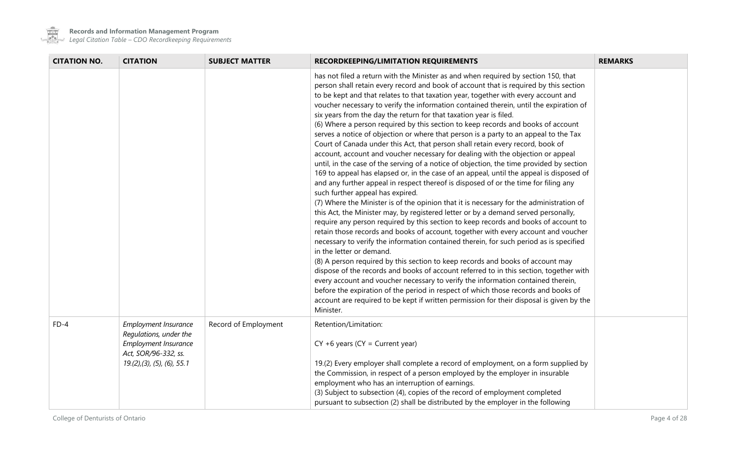| CITATION NO. | CITATION | SUBJECT MATTER | RECORDKEEPING/LIMITATION REQUIREMENTS | REMARKS |
|---|---|---|---|---|
| | | | has not filed a return with the Minister as and when required by section 150, that person shall retain every record and book of account that is required by this section to be kept and that relates to that taxation year, together with every account and voucher necessary to verify the information contained therein, until the expiration of six years from the day the return for that taxation year is filed.<br>(6) Where a person required by this section to keep records and books of account serves a notice of objection or where that person is a party to an appeal to the Tax Court of Canada under this Act, that person shall retain every record, book of account, account and voucher necessary for dealing with the objection or appeal until, in the case of the serving of a notice of objection, the time provided by section 169 to appeal has elapsed or, in the case of an appeal, until the appeal is disposed of and any further appeal in respect thereof is disposed of or the time for filing any such further appeal has expired.<br>(7) Where the Minister is of the opinion that it is necessary for the administration of this Act, the Minister may, by registered letter or by a demand served personally, require any person required by this section to keep records and books of account to retain those records and books of account, together with every account and voucher necessary to verify the information contained therein, for such period as is specified in the letter or demand.<br>(8) A person required by this section to keep records and books of account may dispose of the records and books of account referred to in this section, together with every account and voucher necessary to verify the information contained therein, before the expiration of the period in respect of which those records and books of account are required to be kept if written permission for their disposal is given by the Minister. | |
| FD-4 | *Employment Insurance Regulations, under the Employment Insurance Act, SOR/96-332, ss. 19.(2),(3), (5), (6), 55.1* | Record of Employment | Retention/Limitation:<br><br>CY +6 years (CY = Current year)<br><br>19.(2) Every employer shall complete a record of employment, on a form supplied by the Commission, in respect of a person employed by the employer in insurable employment who has an interruption of earnings.<br>(3) Subject to subsection (4), copies of the record of employment completed pursuant to subsection (2) shall be distributed by the employer in the following | |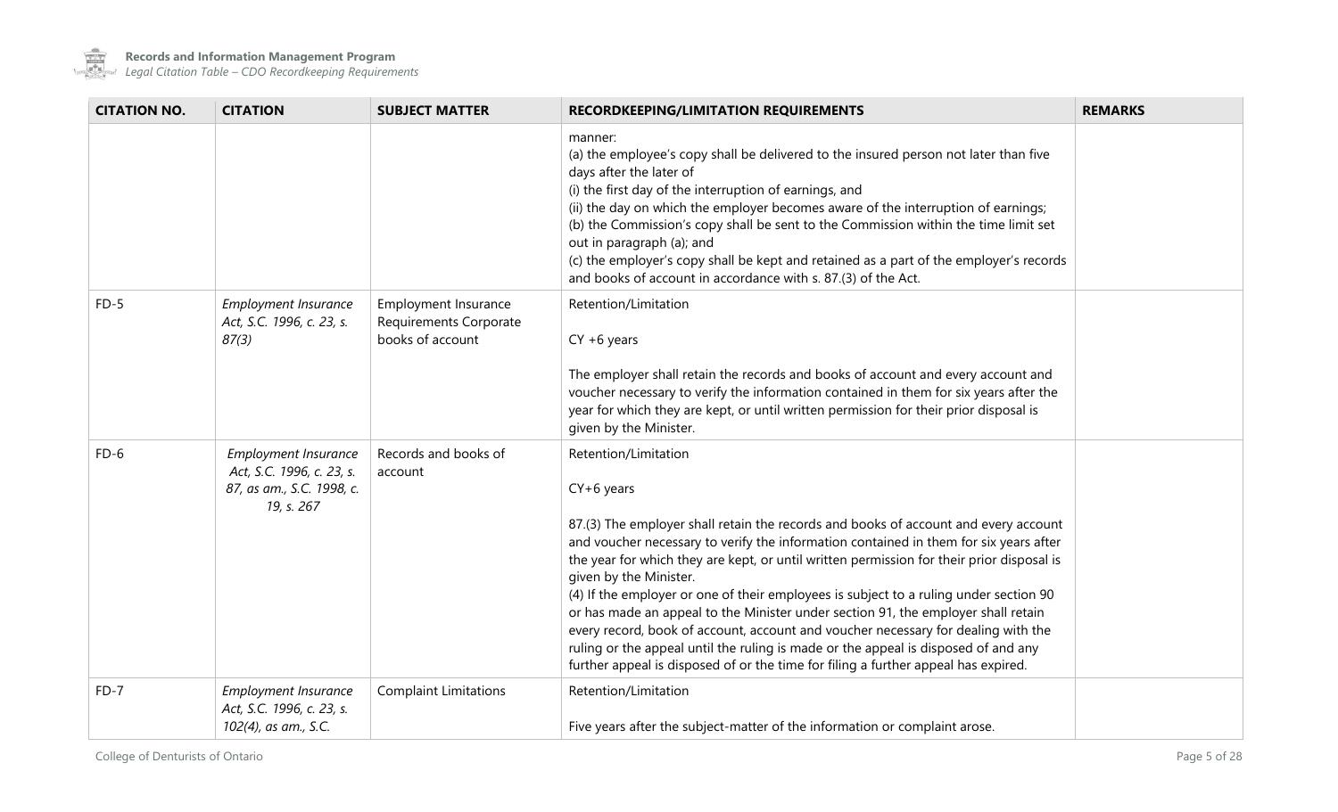| CITATION NO. | CITATION | SUBJECT MATTER | RECORDKEEPING/LIMITATION REQUIREMENTS | REMARKS |
|---|---|---|---|---|
| | | | manner:<br>(a) the employee's copy shall be delivered to the insured person not later than five days after the later of<br>(i) the first day of the interruption of earnings, and<br>(ii) the day on which the employer becomes aware of the interruption of earnings;<br>(b) the Commission's copy shall be sent to the Commission within the time limit set out in paragraph (a); and<br>(c) the employer's copy shall be kept and retained as a part of the employer's records and books of account in accordance with s. 87.(3) of the Act. | |
| FD-5 | *Employment Insurance Act, S.C. 1996, c. 23, s. 87(3)* | Employment Insurance Requirements Corporate books of account | Retention/Limitation<br><br>CY +6 years<br><br>The employer shall retain the records and books of account and every account and voucher necessary to verify the information contained in them for six years after the year for which they are kept, or until written permission for their prior disposal is given by the Minister. | |
| FD-6 | *Employment Insurance Act, S.C. 1996, c. 23, s. 87, as am., S.C. 1998, c. 19, s. 267* | Records and books of account | Retention/Limitation<br><br>CY+6 years<br><br>87.(3) The employer shall retain the records and books of account and every account and voucher necessary to verify the information contained in them for six years after the year for which they are kept, or until written permission for their prior disposal is given by the Minister.<br>(4) If the employer or one of their employees is subject to a ruling under section 90 or has made an appeal to the Minister under section 91, the employer shall retain every record, book of account, account and voucher necessary for dealing with the ruling or the appeal until the ruling is made or the appeal is disposed of and any further appeal is disposed of or the time for filing a further appeal has expired. | |
| FD-7 | *Employment Insurance Act, S.C. 1996, c. 23, s. 102(4), as am., S.C.* | Complaint Limitations | Retention/Limitation<br><br>Five years after the subject-matter of the information or complaint arose. | |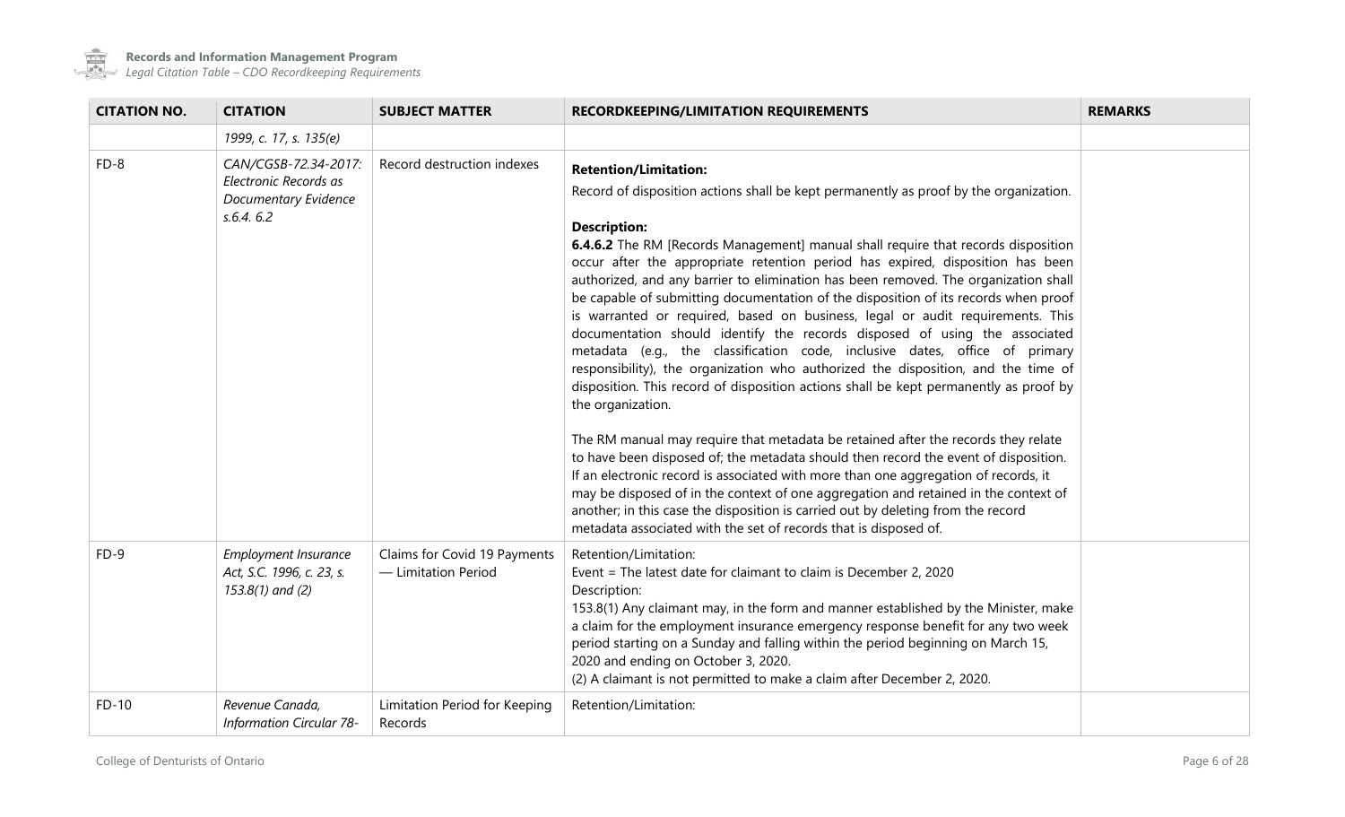| CITATION NO. | CITATION | SUBJECT MATTER | RECORDKEEPING/LIMITATION REQUIREMENTS | REMARKS |
|---|---|---|---|---|
| | *1999, c. 17, s. 135(e)* | | | |
| FD-8 | *CAN/CGSB-72.34-2017: Electronic Records as Documentary Evidence s.6.4. 6.2* | Record destruction indexes | **Retention/Limitation:**<br>Record of disposition actions shall be kept permanently as proof by the organization.<br><br>**Description:**<br>**6.4.6.2** The RM [Records Management] manual shall require that records disposition occur after the appropriate retention period has expired, disposition has been authorized, and any barrier to elimination has been removed. The organization shall be capable of submitting documentation of the disposition of its records when proof is warranted or required, based on business, legal or audit requirements. This documentation should identify the records disposed of using the associated metadata (e.g., the classification code, inclusive dates, office of primary responsibility), the organization who authorized the disposition, and the time of disposition. This record of disposition actions shall be kept permanently as proof by the organization.<br><br>The RM manual may require that metadata be retained after the records they relate to have been disposed of; the metadata should then record the event of disposition. If an electronic record is associated with more than one aggregation of records, it may be disposed of in the context of one aggregation and retained in the context of another; in this case the disposition is carried out by deleting from the record metadata associated with the set of records that is disposed of. | |
| FD-9 | *Employment Insurance Act, S.C. 1996, c. 23, s. 153.8(1) and (2)* | Claims for Covid 19 Payments — Limitation Period | Retention/Limitation:<br>Event = The latest date for claimant to claim is December 2, 2020<br>Description:<br>153.8(1) Any claimant may, in the form and manner established by the Minister, make a claim for the employment insurance emergency response benefit for any two week period starting on a Sunday and falling within the period beginning on March 15, 2020 and ending on October 3, 2020.<br>(2) A claimant is not permitted to make a claim after December 2, 2020. | |
| FD-10 | *Revenue Canada, Information Circular 78-* | Limitation Period for Keeping Records | Retention/Limitation: | |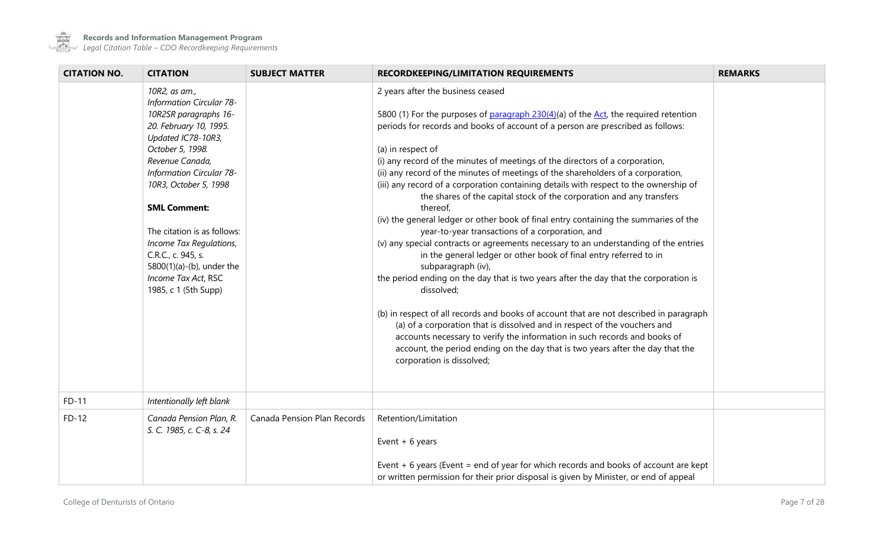| CITATION NO. | CITATION | SUBJECT MATTER | RECORDKEEPING/LIMITATION REQUIREMENTS | REMARKS |
|---|---|---|---|---|
| | *10R2, as am., Information Circular 78-10R2SR paragraphs 16-20. February 10, 1995. Updated IC78-10R3, October 5, 1998. Revenue Canada, Information Circular 78-10R3, October 5, 1998*<br><br>**SML Comment:**<br><br>The citation is as follows: *Income Tax Regulations*, C.R.C., c. 945, s. 5800(1)(a)-(b), under the *Income Tax Act*, RSC 1985, c 1 (5th Supp) | | 2 years after the business ceased<br><br>5800 (1) For the purposes of paragraph 230(4)(a) of the Act, the required retention periods for records and books of account of a person are prescribed as follows:<br><br>(a) in respect of<br>(i) any record of the minutes of meetings of the directors of a corporation,<br>(ii) any record of the minutes of meetings of the shareholders of a corporation,<br>(iii) any record of a corporation containing details with respect to the ownership of the shares of the capital stock of the corporation and any transfers thereof,<br>(iv) the general ledger or other book of final entry containing the summaries of the year-to-year transactions of a corporation, and<br>(v) any special contracts or agreements necessary to an understanding of the entries in the general ledger or other book of final entry referred to in subparagraph (iv),<br>the period ending on the day that is two years after the day that the corporation is dissolved;<br><br>(b) in respect of all records and books of account that are not described in paragraph (a) of a corporation that is dissolved and in respect of the vouchers and accounts necessary to verify the information in such records and books of account, the period ending on the day that is two years after the day that the corporation is dissolved; | |
| FD-11 | *Intentionally left blank* | | | |
| FD-12 | *Canada Pension Plan, R. S. C. 1985, c. C-8, s. 24* | Canada Pension Plan Records | Retention/Limitation<br><br>Event + 6 years<br><br>Event + 6 years (Event = end of year for which records and books of account are kept or written permission for their prior disposal is given by Minister, or end of appeal | |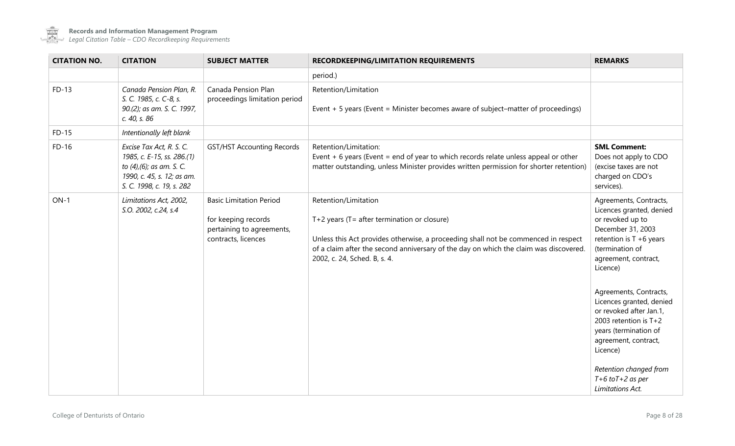| CITATION NO. | CITATION | SUBJECT MATTER | RECORDKEEPING/LIMITATION REQUIREMENTS | REMARKS |
|---|---|---|---|---|
| | | | period.) | |
| FD-13 | *Canada Pension Plan, R. S. C. 1985, c. C-8, s. 90.(2); as am. S. C. 1997, c. 40, s. 86* | Canada Pension Plan proceedings limitation period | Retention/Limitation<br><br>Event + 5 years (Event = Minister becomes aware of subject–matter of proceedings) | |
| FD-15 | *Intentionally left blank* | | | |
| FD-16 | *Excise Tax Act, R. S. C. 1985, c. E-15, ss. 286.(1) to (4),(6); as am. S. C. 1990, c. 45, s. 12; as am. S. C. 1998, c. 19, s. 282* | GST/HST Accounting Records | Retention/Limitation:<br>Event + 6 years (Event = end of year to which records relate unless appeal or other matter outstanding, unless Minister provides written permission for shorter retention) | **SML Comment:**<br>Does not apply to CDO (excise taxes are not charged on CDO's services). |
| ON-1 | *Limitations Act, 2002, S.O. 2002, c.24, s.4* | Basic Limitation Period<br><br>for keeping records pertaining to agreements, contracts, licences | Retention/Limitation<br><br>T+2 years (T= after termination or closure)<br><br>Unless this Act provides otherwise, a proceeding shall not be commenced in respect of a claim after the second anniversary of the day on which the claim was discovered. 2002, c. 24, Sched. B, s. 4. | Agreements, Contracts, Licences granted, denied or revoked up to December 31, 2003 retention is T +6 years (termination of agreement, contract, Licence)<br><br>Agreements, Contracts, Licences granted, denied or revoked after Jan.1, 2003 retention is T+2 years (termination of agreement, contract, Licence)<br><br>*Retention changed from T+6 toT+2 as per Limitations Act.* |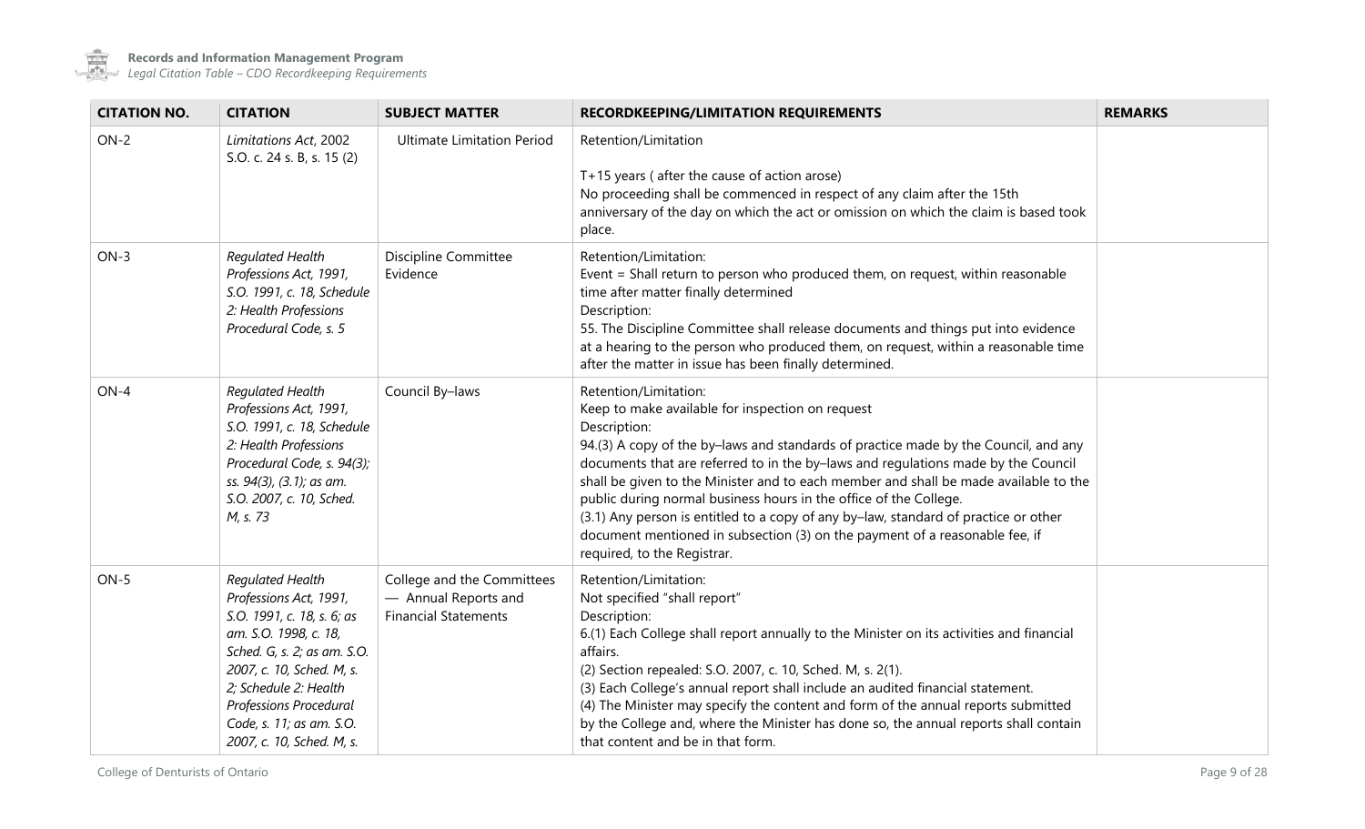| CITATION NO. | CITATION | SUBJECT MATTER | RECORDKEEPING/LIMITATION REQUIREMENTS | REMARKS |
|---|---|---|---|---|
| ON-2 | *Limitations Act*, 2002 S.O. c. 24 s. B, s. 15 (2) | Ultimate Limitation Period | Retention/Limitation<br><br>T+15 years ( after the cause of action arose)<br>No proceeding shall be commenced in respect of any claim after the 15th anniversary of the day on which the act or omission on which the claim is based took place. | |
| ON-3 | *Regulated Health Professions Act, 1991, S.O. 1991, c. 18, Schedule 2: Health Professions Procedural Code, s. 5* | Discipline Committee Evidence | Retention/Limitation:<br>Event = Shall return to person who produced them, on request, within reasonable time after matter finally determined<br>Description:<br>55. The Discipline Committee shall release documents and things put into evidence at a hearing to the person who produced them, on request, within a reasonable time after the matter in issue has been finally determined. | |
| ON-4 | *Regulated Health Professions Act, 1991, S.O. 1991, c. 18, Schedule 2: Health Professions Procedural Code, s. 94(3); ss. 94(3), (3.1); as am. S.O. 2007, c. 10, Sched. M, s. 73* | Council By–laws | Retention/Limitation:<br>Keep to make available for inspection on request<br>Description:<br>94.(3) A copy of the by–laws and standards of practice made by the Council, and any documents that are referred to in the by–laws and regulations made by the Council shall be given to the Minister and to each member and shall be made available to the public during normal business hours in the office of the College.<br>(3.1) Any person is entitled to a copy of any by–law, standard of practice or other document mentioned in subsection (3) on the payment of a reasonable fee, if required, to the Registrar. | |
| ON-5 | *Regulated Health Professions Act, 1991, S.O. 1991, c. 18, s. 6; as am. S.O. 1998, c. 18, Sched. G, s. 2; as am. S.O. 2007, c. 10, Sched. M, s. 2; Schedule 2: Health Professions Procedural Code, s. 11; as am. S.O. 2007, c. 10, Sched. M, s.* | College and the Committees — Annual Reports and Financial Statements | Retention/Limitation:<br>Not specified "shall report"<br>Description:<br>6.(1) Each College shall report annually to the Minister on its activities and financial affairs.<br>(2) Section repealed: S.O. 2007, c. 10, Sched. M, s. 2(1).<br>(3) Each College's annual report shall include an audited financial statement.<br>(4) The Minister may specify the content and form of the annual reports submitted by the College and, where the Minister has done so, the annual reports shall contain that content and be in that form. | |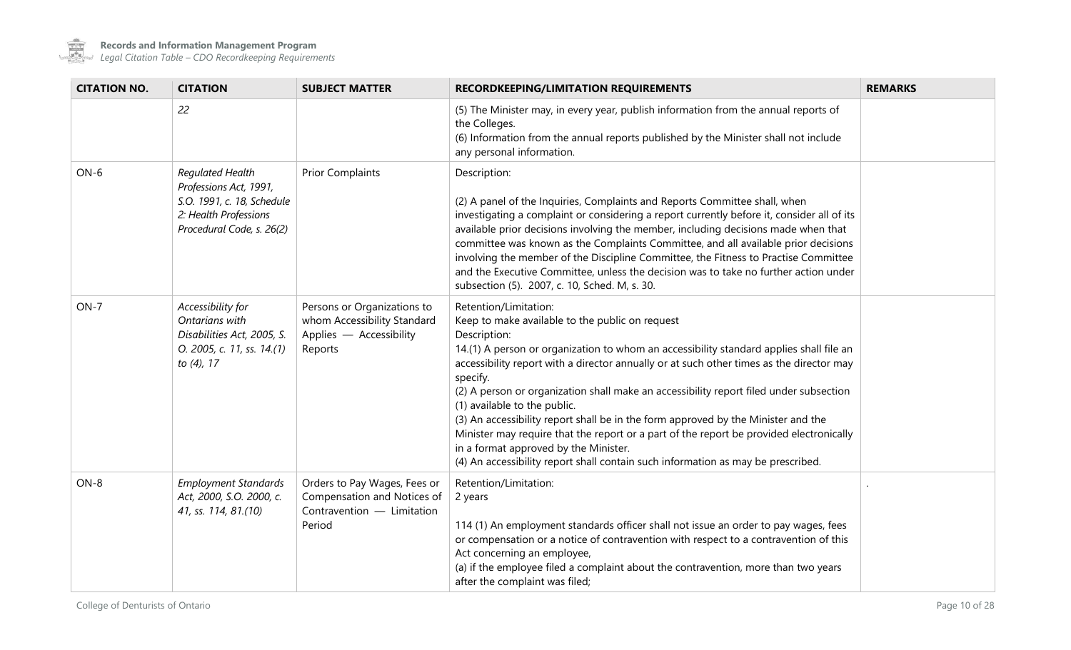| CITATION NO. | CITATION | SUBJECT MATTER | RECORDKEEPING/LIMITATION REQUIREMENTS | REMARKS |
|---|---|---|---|---|
| | *22* | | (5) The Minister may, in every year, publish information from the annual reports of the Colleges.<br>(6) Information from the annual reports published by the Minister shall not include any personal information. | |
| ON-6 | *Regulated Health Professions Act, 1991, S.O. 1991, c. 18, Schedule 2: Health Professions Procedural Code, s. 26(2)* | Prior Complaints | Description:<br><br>(2) A panel of the Inquiries, Complaints and Reports Committee shall, when investigating a complaint or considering a report currently before it, consider all of its available prior decisions involving the member, including decisions made when that committee was known as the Complaints Committee, and all available prior decisions involving the member of the Discipline Committee, the Fitness to Practise Committee and the Executive Committee, unless the decision was to take no further action under subsection (5). 2007, c. 10, Sched. M, s. 30. | |
| ON-7 | *Accessibility for Ontarians with Disabilities Act, 2005, S. O. 2005, c. 11, ss. 14.(1) to (4), 17* | Persons or Organizations to whom Accessibility Standard Applies — Accessibility Reports | Retention/Limitation:<br>Keep to make available to the public on request<br>Description:<br>14.(1) A person or organization to whom an accessibility standard applies shall file an accessibility report with a director annually or at such other times as the director may specify.<br>(2) A person or organization shall make an accessibility report filed under subsection (1) available to the public.<br>(3) An accessibility report shall be in the form approved by the Minister and the Minister may require that the report or a part of the report be provided electronically in a format approved by the Minister.<br>(4) An accessibility report shall contain such information as may be prescribed. | |
| ON-8 | *Employment Standards Act, 2000, S.O. 2000, c. 41, ss. 114, 81.(10)* | Orders to Pay Wages, Fees or Compensation and Notices of Contravention — Limitation Period | Retention/Limitation:<br>2 years<br><br>114 (1) An employment standards officer shall not issue an order to pay wages, fees or compensation or a notice of contravention with respect to a contravention of this Act concerning an employee,<br>(a) if the employee filed a complaint about the contravention, more than two years after the complaint was filed; | . |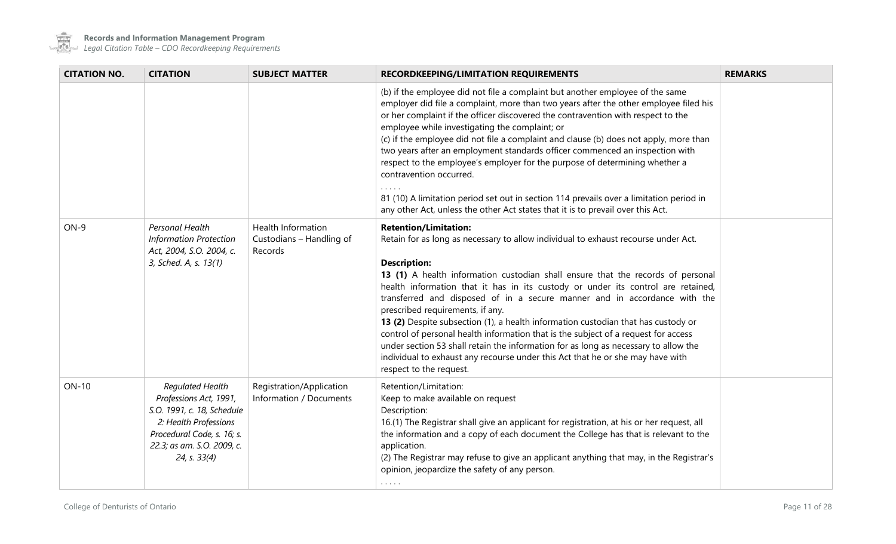| CITATION NO. | CITATION | SUBJECT MATTER | RECORDKEEPING/LIMITATION REQUIREMENTS | REMARKS |
|---|---|---|---|---|
| | | | (b) if the employee did not file a complaint but another employee of the same employer did file a complaint, more than two years after the other employee filed his or her complaint if the officer discovered the contravention with respect to the employee while investigating the complaint; or<br>(c) if the employee did not file a complaint and clause (b) does not apply, more than two years after an employment standards officer commenced an inspection with respect to the employee's employer for the purpose of determining whether a contravention occurred.<br>. . . . .<br>81 (10) A limitation period set out in section 114 prevails over a limitation period in any other Act, unless the other Act states that it is to prevail over this Act. | |
| ON-9 | *Personal Health Information Protection Act, 2004, S.O. 2004, c. 3, Sched. A, s. 13(1)* | Health Information Custodians – Handling of Records | **Retention/Limitation:**<br>Retain for as long as necessary to allow individual to exhaust recourse under Act.<br><br>**Description:**<br>**13 (1)** A health information custodian shall ensure that the records of personal health information that it has in its custody or under its control are retained, transferred and disposed of in a secure manner and in accordance with the prescribed requirements, if any.<br>**13 (2)** Despite subsection (1), a health information custodian that has custody or control of personal health information that is the subject of a request for access under section 53 shall retain the information for as long as necessary to allow the individual to exhaust any recourse under this Act that he or she may have with respect to the request. | |
| ON-10 | *Regulated Health Professions Act, 1991, S.O. 1991, c. 18, Schedule 2: Health Professions Procedural Code, s. 16; s. 22.3; as am. S.O. 2009, c. 24, s. 33(4)* | Registration/Application Information / Documents | Retention/Limitation:<br>Keep to make available on request<br>Description:<br>16.(1) The Registrar shall give an applicant for registration, at his or her request, all the information and a copy of each document the College has that is relevant to the application.<br>(2) The Registrar may refuse to give an applicant anything that may, in the Registrar's opinion, jeopardize the safety of any person.<br>. . . . . | |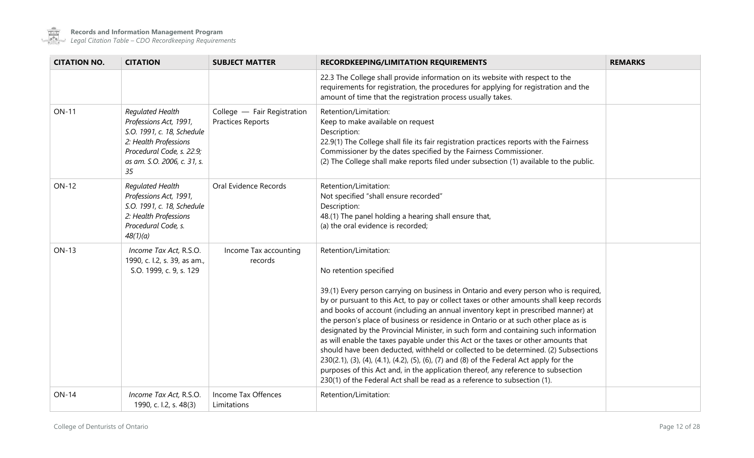| CITATION NO. | CITATION | SUBJECT MATTER | RECORDKEEPING/LIMITATION REQUIREMENTS | REMARKS |
|---|---|---|---|---|
| | | | 22.3 The College shall provide information on its website with respect to the requirements for registration, the procedures for applying for registration and the amount of time that the registration process usually takes. | |
| ON-11 | *Regulated Health Professions Act, 1991, S.O. 1991, c. 18, Schedule 2: Health Professions Procedural Code, s. 22.9; as am. S.O. 2006, c. 31, s. 35* | College — Fair Registration Practices Reports | Retention/Limitation:<br>Keep to make available on request<br>Description:<br>22.9(1) The College shall file its fair registration practices reports with the Fairness Commissioner by the dates specified by the Fairness Commissioner.<br>(2) The College shall make reports filed under subsection (1) available to the public. | |
| ON-12 | *Regulated Health Professions Act, 1991, S.O. 1991, c. 18, Schedule 2: Health Professions Procedural Code, s. 48(1)(a)* | Oral Evidence Records | Retention/Limitation:<br>Not specified "shall ensure recorded"<br>Description:<br>48.(1) The panel holding a hearing shall ensure that,<br>(a) the oral evidence is recorded; | |
| ON-13 | *Income Tax Act,* R.S.O. 1990, c. I.2, s. 39, as am., S.O. 1999, c. 9, s. 129 | Income Tax accounting records | Retention/Limitation:<br><br>No retention specified<br><br>39.(1) Every person carrying on business in Ontario and every person who is required, by or pursuant to this Act, to pay or collect taxes or other amounts shall keep records and books of account (including an annual inventory kept in prescribed manner) at the person's place of business or residence in Ontario or at such other place as is designated by the Provincial Minister, in such form and containing such information as will enable the taxes payable under this Act or the taxes or other amounts that should have been deducted, withheld or collected to be determined. (2) Subsections 230(2.1), (3), (4), (4.1), (4.2), (5), (6), (7) and (8) of the Federal Act apply for the purposes of this Act and, in the application thereof, any reference to subsection 230(1) of the Federal Act shall be read as a reference to subsection (1). | |
| ON-14 | *Income Tax Act,* R.S.O. 1990, c. I.2, s. 48(3) | Income Tax Offences Limitations | Retention/Limitation: | |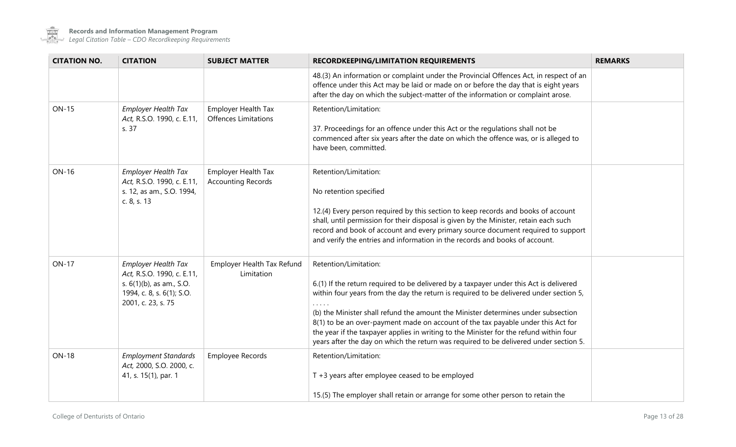| CITATION NO. | CITATION | SUBJECT MATTER | RECORDKEEPING/LIMITATION REQUIREMENTS | REMARKS |
|---|---|---|---|---|
| | | | 48.(3) An information or complaint under the Provincial Offences Act, in respect of an offence under this Act may be laid or made on or before the day that is eight years after the day on which the subject-matter of the information or complaint arose. | |
| ON-15 | *Employer Health Tax Act,* R.S.O. 1990, c. E.11, s. 37 | Employer Health Tax Offences Limitations | Retention/Limitation:<br><br>37. Proceedings for an offence under this Act or the regulations shall not be commenced after six years after the date on which the offence was, or is alleged to have been, committed. | |
| ON-16 | *Employer Health Tax Act,* R.S.O. 1990, c. E.11, s. 12, as am., S.O. 1994, c. 8, s. 13 | Employer Health Tax Accounting Records | Retention/Limitation:<br><br>No retention specified<br><br>12.(4) Every person required by this section to keep records and books of account shall, until permission for their disposal is given by the Minister, retain each such record and book of account and every primary source document required to support and verify the entries and information in the records and books of account. | |
| ON-17 | *Employer Health Tax Act,* R.S.O. 1990, c. E.11, s. 6(1)(b), as am., S.O. 1994, c. 8, s. 6(1); S.O. 2001, c. 23, s. 75 | Employer Health Tax Refund Limitation | Retention/Limitation:<br><br>6.(1) If the return required to be delivered by a taxpayer under this Act is delivered within four years from the day the return is required to be delivered under section 5,<br>. . . . .<br>(b) the Minister shall refund the amount the Minister determines under subsection 8(1) to be an over-payment made on account of the tax payable under this Act for the year if the taxpayer applies in writing to the Minister for the refund within four years after the day on which the return was required to be delivered under section 5. | |
| ON-18 | *Employment Standards Act,* 2000, S.O. 2000, c. 41, s. 15(1), par. 1 | Employee Records | Retention/Limitation:<br><br>T +3 years after employee ceased to be employed<br><br>15.(5) The employer shall retain or arrange for some other person to retain the | |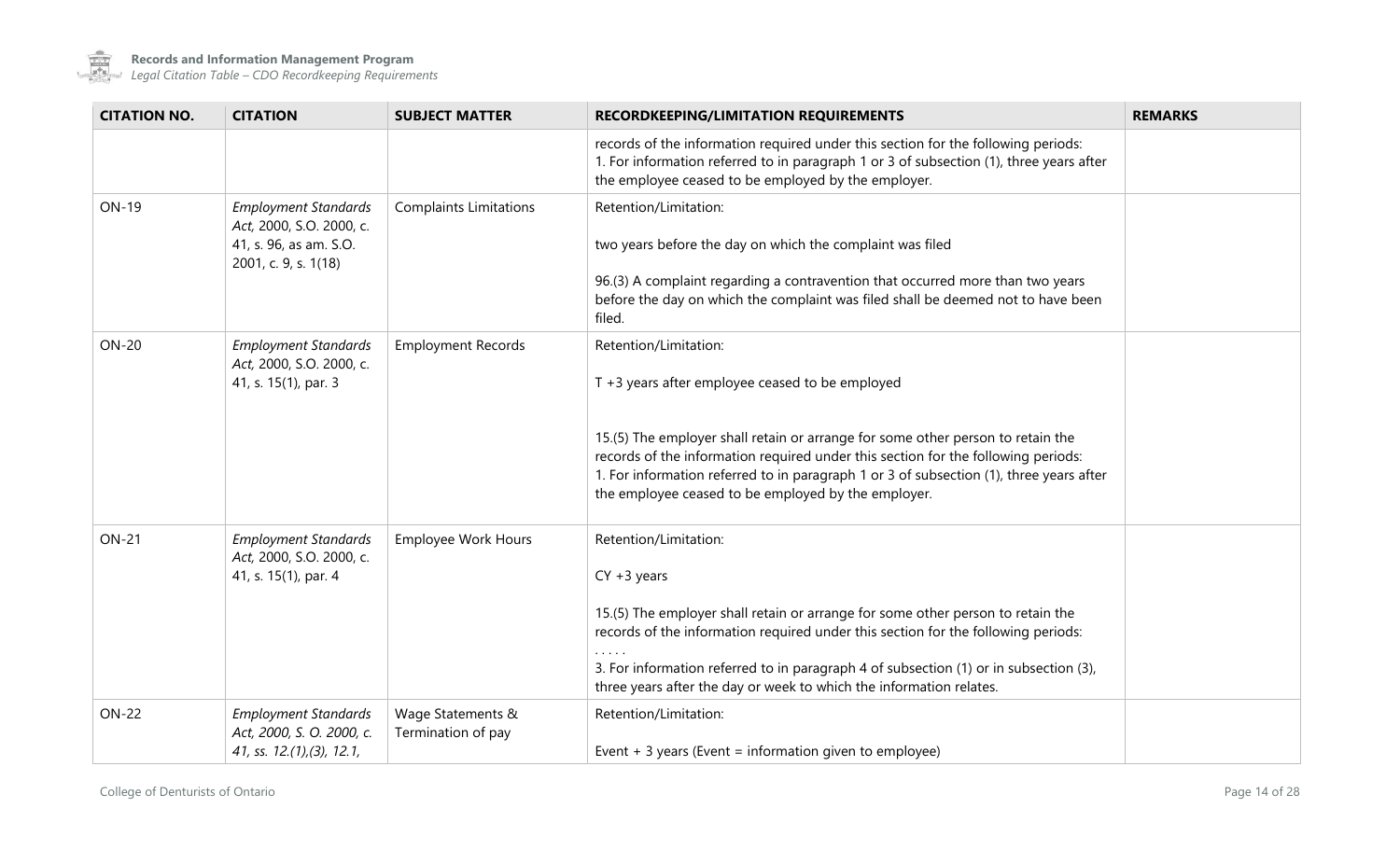| CITATION NO. | CITATION | SUBJECT MATTER | RECORDKEEPING/LIMITATION REQUIREMENTS | REMARKS |
|---|---|---|---|---|
| | | | records of the information required under this section for the following periods:<br>1. For information referred to in paragraph 1 or 3 of subsection (1), three years after the employee ceased to be employed by the employer. | |
| ON-19 | *Employment Standards Act,* 2000, S.O. 2000, c. 41, s. 96, as am. S.O. 2001, c. 9, s. 1(18) | Complaints Limitations | Retention/Limitation:<br><br>two years before the day on which the complaint was filed<br><br>96.(3) A complaint regarding a contravention that occurred more than two years before the day on which the complaint was filed shall be deemed not to have been filed. | |
| ON-20 | *Employment Standards Act,* 2000, S.O. 2000, c. 41, s. 15(1), par. 3 | Employment Records | Retention/Limitation:<br><br>T +3 years after employee ceased to be employed<br><br>15.(5) The employer shall retain or arrange for some other person to retain the records of the information required under this section for the following periods:<br>1. For information referred to in paragraph 1 or 3 of subsection (1), three years after the employee ceased to be employed by the employer. | |
| ON-21 | *Employment Standards Act,* 2000, S.O. 2000, c. 41, s. 15(1), par. 4 | Employee Work Hours | Retention/Limitation:<br><br>CY +3 years<br><br>15.(5) The employer shall retain or arrange for some other person to retain the records of the information required under this section for the following periods:<br>. . . . .<br>3. For information referred to in paragraph 4 of subsection (1) or in subsection (3), three years after the day or week to which the information relates. | |
| ON-22 | *Employment Standards Act, 2000, S. O. 2000, c. 41, ss. 12.(1),(3), 12.1,* | Wage Statements & Termination of pay | Retention/Limitation:<br><br>Event + 3 years (Event = information given to employee) | |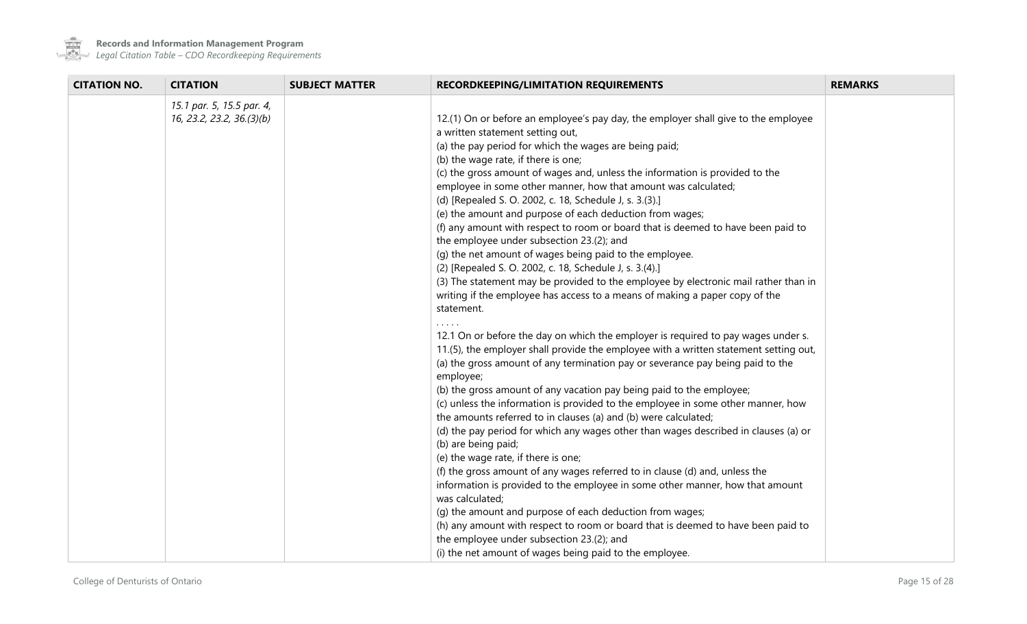| CITATION NO. | CITATION | SUBJECT MATTER | RECORDKEEPING/LIMITATION REQUIREMENTS | REMARKS |
|---|---|---|---|---|
| | *15.1 par. 5, 15.5 par. 4, 16, 23.2, 23.2, 36.(3)(b)* | | 12.(1) On or before an employee's pay day, the employer shall give to the employee a written statement setting out,<br>(a) the pay period for which the wages are being paid;<br>(b) the wage rate, if there is one;<br>(c) the gross amount of wages and, unless the information is provided to the employee in some other manner, how that amount was calculated;<br>(d) [Repealed S. O. 2002, c. 18, Schedule J, s. 3.(3).]<br>(e) the amount and purpose of each deduction from wages;<br>(f) any amount with respect to room or board that is deemed to have been paid to the employee under subsection 23.(2); and<br>(g) the net amount of wages being paid to the employee.<br>(2) [Repealed S. O. 2002, c. 18, Schedule J, s. 3.(4).]<br>(3) The statement may be provided to the employee by electronic mail rather than in writing if the employee has access to a means of making a paper copy of the statement.<br>. . . . .<br>12.1 On or before the day on which the employer is required to pay wages under s. 11.(5), the employer shall provide the employee with a written statement setting out,<br>(a) the gross amount of any termination pay or severance pay being paid to the employee;<br>(b) the gross amount of any vacation pay being paid to the employee;<br>(c) unless the information is provided to the employee in some other manner, how the amounts referred to in clauses (a) and (b) were calculated;<br>(d) the pay period for which any wages other than wages described in clauses (a) or (b) are being paid;<br>(e) the wage rate, if there is one;<br>(f) the gross amount of any wages referred to in clause (d) and, unless the information is provided to the employee in some other manner, how that amount was calculated;<br>(g) the amount and purpose of each deduction from wages;<br>(h) any amount with respect to room or board that is deemed to have been paid to the employee under subsection 23.(2); and<br>(i) the net amount of wages being paid to the employee. | |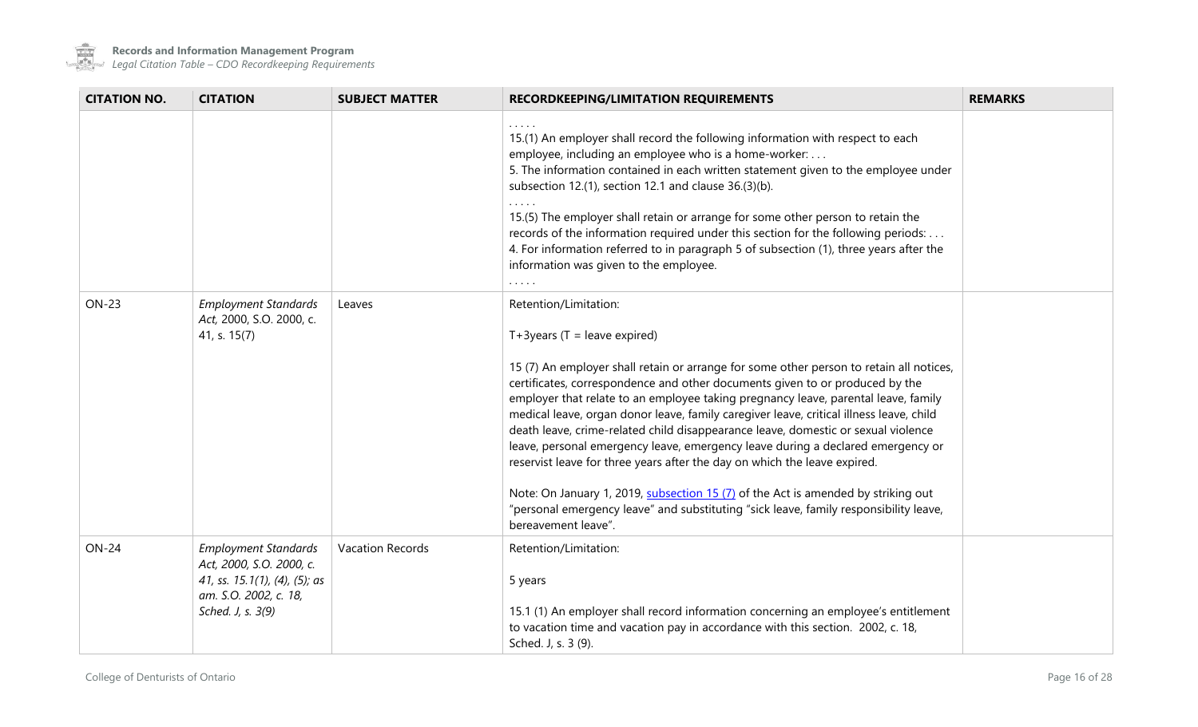| CITATION NO. | CITATION | SUBJECT MATTER | RECORDKEEPING/LIMITATION REQUIREMENTS | REMARKS |
|---|---|---|---|---|
| | | | . . . . .<br>15.(1) An employer shall record the following information with respect to each employee, including an employee who is a home-worker: . . .<br>5. The information contained in each written statement given to the employee under subsection 12.(1), section 12.1 and clause 36.(3)(b).<br>. . . . .<br>15.(5) The employer shall retain or arrange for some other person to retain the records of the information required under this section for the following periods: . . .<br>4. For information referred to in paragraph 5 of subsection (1), three years after the information was given to the employee.<br>. . . . . | |
| ON-23 | *Employment Standards Act,* 2000, S.O. 2000, c. 41, s. 15(7) | Leaves | Retention/Limitation:<br><br>T+3years (T = leave expired)<br><br>15 (7) An employer shall retain or arrange for some other person to retain all notices, certificates, correspondence and other documents given to or produced by the employer that relate to an employee taking pregnancy leave, parental leave, family medical leave, organ donor leave, family caregiver leave, critical illness leave, child death leave, crime-related child disappearance leave, domestic or sexual violence leave, personal emergency leave, emergency leave during a declared emergency or reservist leave for three years after the day on which the leave expired.<br><br>Note: On January 1, 2019, subsection 15 (7) of the Act is amended by striking out "personal emergency leave" and substituting "sick leave, family responsibility leave, bereavement leave". | |
| ON-24 | *Employment Standards Act, 2000, S.O. 2000, c. 41, ss. 15.1(1), (4), (5); as am. S.O. 2002, c. 18, Sched. J, s. 3(9)* | Vacation Records | Retention/Limitation:<br><br>5 years<br><br>15.1 (1) An employer shall record information concerning an employee's entitlement to vacation time and vacation pay in accordance with this section. 2002, c. 18, Sched. J, s. 3 (9). | |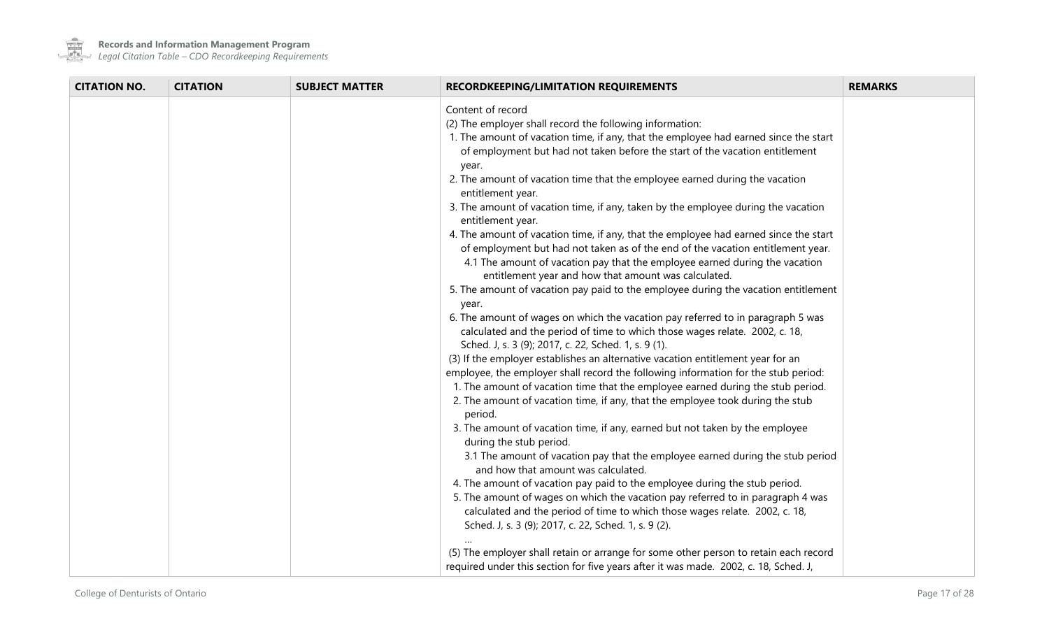| CITATION NO. | CITATION | SUBJECT MATTER | RECORDKEEPING/LIMITATION REQUIREMENTS | REMARKS |
|---|---|---|---|---|
| | | | Content of record<br>(2) The employer shall record the following information:<br>1. The amount of vacation time, if any, that the employee had earned since the start of employment but had not taken before the start of the vacation entitlement year.<br>2. The amount of vacation time that the employee earned during the vacation entitlement year.<br>3. The amount of vacation time, if any, taken by the employee during the vacation entitlement year.<br>4. The amount of vacation time, if any, that the employee had earned since the start of employment but had not taken as of the end of the vacation entitlement year.<br>4.1 The amount of vacation pay that the employee earned during the vacation entitlement year and how that amount was calculated.<br>5. The amount of vacation pay paid to the employee during the vacation entitlement year.<br>6. The amount of wages on which the vacation pay referred to in paragraph 5 was calculated and the period of time to which those wages relate. 2002, c. 18, Sched. J, s. 3 (9); 2017, c. 22, Sched. 1, s. 9 (1).<br>(3) If the employer establishes an alternative vacation entitlement year for an employee, the employer shall record the following information for the stub period:<br>1. The amount of vacation time that the employee earned during the stub period.<br>2. The amount of vacation time, if any, that the employee took during the stub period.<br>3. The amount of vacation time, if any, earned but not taken by the employee during the stub period.<br>3.1 The amount of vacation pay that the employee earned during the stub period and how that amount was calculated.<br>4. The amount of vacation pay paid to the employee during the stub period.<br>5. The amount of wages on which the vacation pay referred to in paragraph 4 was calculated and the period of time to which those wages relate. 2002, c. 18, Sched. J, s. 3 (9); 2017, c. 22, Sched. 1, s. 9 (2).<br>…<br>(5) The employer shall retain or arrange for some other person to retain each record required under this section for five years after it was made. 2002, c. 18, Sched. J, | |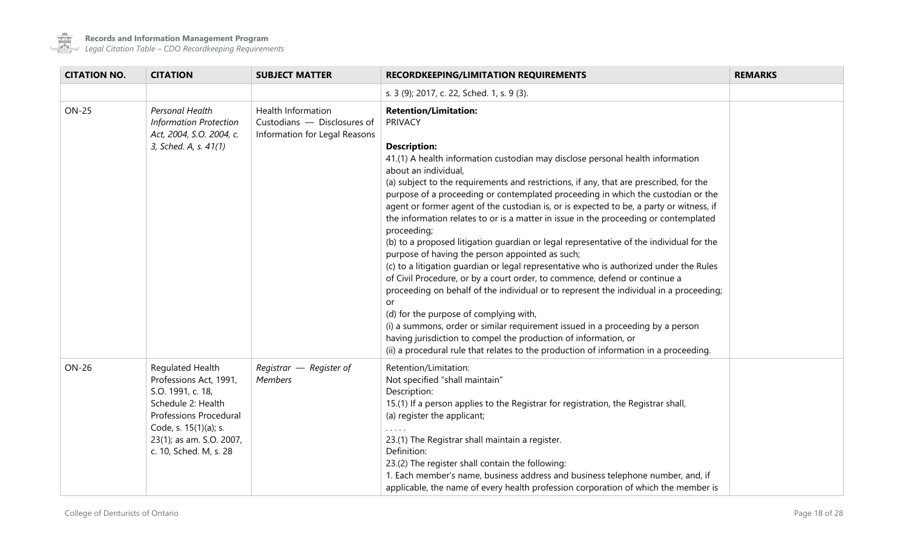| CITATION NO. | CITATION | SUBJECT MATTER | RECORDKEEPING/LIMITATION REQUIREMENTS | REMARKS |
|---|---|---|---|---|
| | | | s. 3 (9); 2017, c. 22, Sched. 1, s. 9 (3). | |
| ON-25 | *Personal Health Information Protection Act, 2004, S.O. 2004, c. 3, Sched. A, s. 41(1)* | Health Information Custodians — Disclosures of Information for Legal Reasons | **Retention/Limitation:**<br>PRIVACY<br><br>**Description:**<br>41.(1) A health information custodian may disclose personal health information about an individual,<br>(a) subject to the requirements and restrictions, if any, that are prescribed, for the purpose of a proceeding or contemplated proceeding in which the custodian or the agent or former agent of the custodian is, or is expected to be, a party or witness, if the information relates to or is a matter in issue in the proceeding or contemplated proceeding;<br>(b) to a proposed litigation guardian or legal representative of the individual for the purpose of having the person appointed as such;<br>(c) to a litigation guardian or legal representative who is authorized under the Rules of Civil Procedure, or by a court order, to commence, defend or continue a proceeding on behalf of the individual or to represent the individual in a proceeding; or<br>(d) for the purpose of complying with,<br>(i) a summons, order or similar requirement issued in a proceeding by a person having jurisdiction to compel the production of information, or<br>(ii) a procedural rule that relates to the production of information in a proceeding. | |
| ON-26 | Regulated Health Professions Act, 1991, S.O. 1991, c. 18, Schedule 2: Health Professions Procedural Code, s. 15(1)(a); s. 23(1); as am. S.O. 2007, c. 10, Sched. M, s. 28 | *Registrar — Register of Members* | Retention/Limitation:<br>Not specified "shall maintain"<br>Description:<br>15.(1) If a person applies to the Registrar for registration, the Registrar shall,<br>(a) register the applicant;<br>. . . . .<br>23.(1) The Registrar shall maintain a register.<br>Definition:<br>23.(2) The register shall contain the following:<br>1. Each member's name, business address and business telephone number, and, if applicable, the name of every health profession corporation of which the member is | |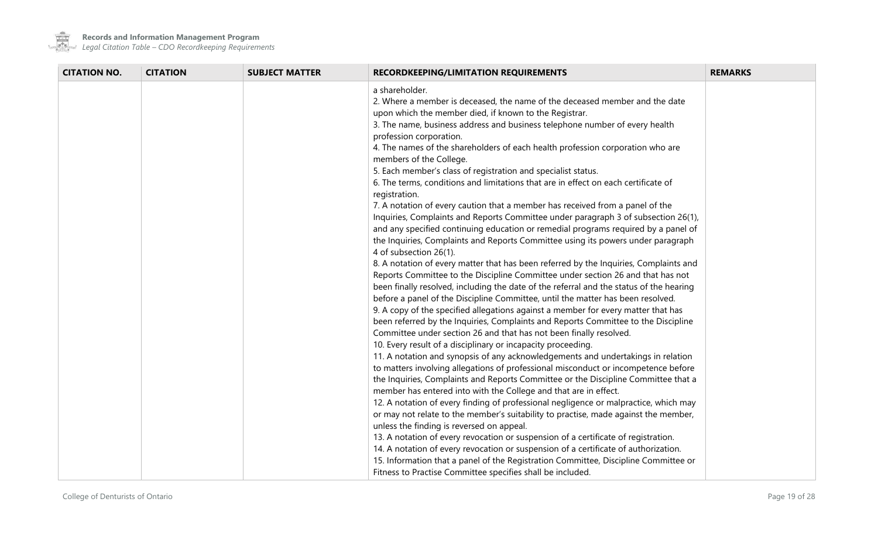| CITATION NO. | CITATION | SUBJECT MATTER | RECORDKEEPING/LIMITATION REQUIREMENTS | REMARKS |
| --- | --- | --- | --- | --- |
| | | | a shareholder.<br>2. Where a member is deceased, the name of the deceased member and the date upon which the member died, if known to the Registrar.<br>3. The name, business address and business telephone number of every health profession corporation.<br>4. The names of the shareholders of each health profession corporation who are members of the College.<br>5. Each member's class of registration and specialist status.<br>6. The terms, conditions and limitations that are in effect on each certificate of registration.<br>7. A notation of every caution that a member has received from a panel of the Inquiries, Complaints and Reports Committee under paragraph 3 of subsection 26(1), and any specified continuing education or remedial programs required by a panel of the Inquiries, Complaints and Reports Committee using its powers under paragraph 4 of subsection 26(1).<br>8. A notation of every matter that has been referred by the Inquiries, Complaints and Reports Committee to the Discipline Committee under section 26 and that has not been finally resolved, including the date of the referral and the status of the hearing before a panel of the Discipline Committee, until the matter has been resolved.<br>9. A copy of the specified allegations against a member for every matter that has been referred by the Inquiries, Complaints and Reports Committee to the Discipline Committee under section 26 and that has not been finally resolved.<br>10. Every result of a disciplinary or incapacity proceeding.<br>11. A notation and synopsis of any acknowledgements and undertakings in relation to matters involving allegations of professional misconduct or incompetence before the Inquiries, Complaints and Reports Committee or the Discipline Committee that a member has entered into with the College and that are in effect.<br>12. A notation of every finding of professional negligence or malpractice, which may or may not relate to the member's suitability to practise, made against the member, unless the finding is reversed on appeal.<br>13. A notation of every revocation or suspension of a certificate of registration.<br>14. A notation of every revocation or suspension of a certificate of authorization.<br>15. Information that a panel of the Registration Committee, Discipline Committee or Fitness to Practise Committee specifies shall be included. | |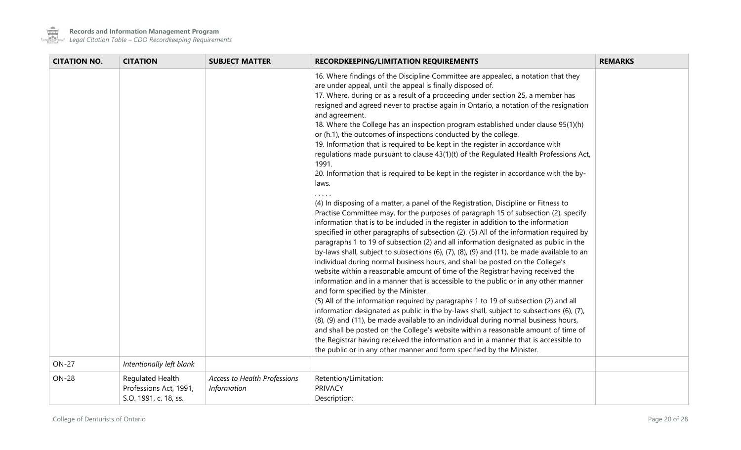| CITATION NO. | CITATION | SUBJECT MATTER | RECORDKEEPING/LIMITATION REQUIREMENTS | REMARKS |
|---|---|---|---|---|
| | | | 16. Where findings of the Discipline Committee are appealed, a notation that they are under appeal, until the appeal is finally disposed of.<br>17. Where, during or as a result of a proceeding under section 25, a member has resigned and agreed never to practise again in Ontario, a notation of the resignation and agreement.<br>18. Where the College has an inspection program established under clause 95(1)(h) or (h.1), the outcomes of inspections conducted by the college.<br>19. Information that is required to be kept in the register in accordance with regulations made pursuant to clause 43(1)(t) of the Regulated Health Professions Act, 1991.<br>20. Information that is required to be kept in the register in accordance with the by-laws.<br>. . . . .<br>(4) In disposing of a matter, a panel of the Registration, Discipline or Fitness to Practise Committee may, for the purposes of paragraph 15 of subsection (2), specify information that is to be included in the register in addition to the information specified in other paragraphs of subsection (2). (5) All of the information required by paragraphs 1 to 19 of subsection (2) and all information designated as public in the by-laws shall, subject to subsections (6), (7), (8), (9) and (11), be made available to an individual during normal business hours, and shall be posted on the College's website within a reasonable amount of time of the Registrar having received the information and in a manner that is accessible to the public or in any other manner and form specified by the Minister.<br>(5) All of the information required by paragraphs 1 to 19 of subsection (2) and all information designated as public in the by-laws shall, subject to subsections (6), (7), (8), (9) and (11), be made available to an individual during normal business hours, and shall be posted on the College's website within a reasonable amount of time of the Registrar having received the information and in a manner that is accessible to the public or in any other manner and form specified by the Minister. | |
| ON-27 | *Intentionally left blank* | | | |
| ON-28 | Regulated Health Professions Act, 1991, S.O. 1991, c. 18, ss. | *Access to Health Professions Information* | Retention/Limitation:<br>PRIVACY<br>Description: | |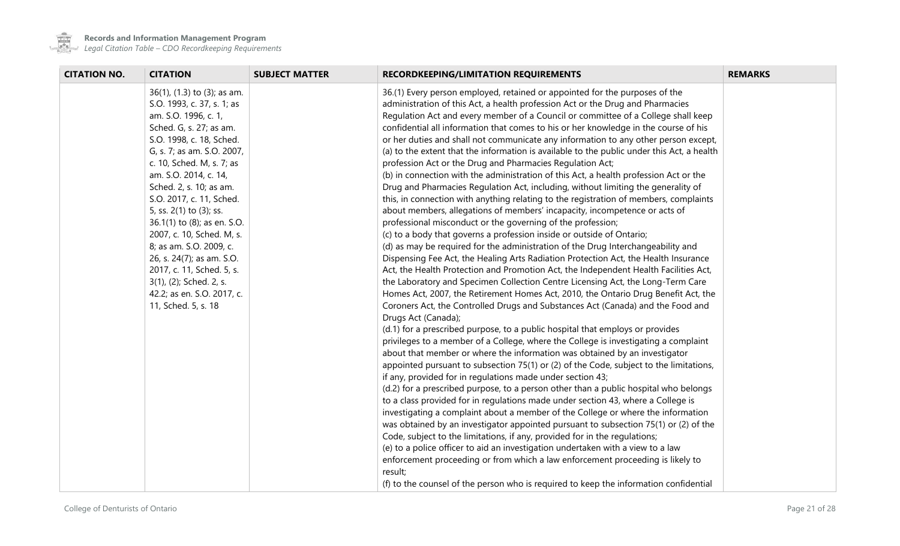| CITATION NO. | CITATION | SUBJECT MATTER | RECORDKEEPING/LIMITATION REQUIREMENTS | REMARKS |
|---|---|---|---|---|
| | 36(1), (1.3) to (3); as am. S.O. 1993, c. 37, s. 1; as am. S.O. 1996, c. 1, Sched. G, s. 27; as am. S.O. 1998, c. 18, Sched. G, s. 7; as am. S.O. 2007, c. 10, Sched. M, s. 7; as am. S.O. 2014, c. 14, Sched. 2, s. 10; as am. S.O. 2017, c. 11, Sched. 5, ss. 2(1) to (3); ss. 36.1(1) to (8); as en. S.O. 2007, c. 10, Sched. M, s. 8; as am. S.O. 2009, c. 26, s. 24(7); as am. S.O. 2017, c. 11, Sched. 5, s. 3(1), (2); Sched. 2, s. 42.2; as en. S.O. 2017, c. 11, Sched. 5, s. 18 | | 36.(1) Every person employed, retained or appointed for the purposes of the administration of this Act, a health profession Act or the Drug and Pharmacies Regulation Act and every member of a Council or committee of a College shall keep confidential all information that comes to his or her knowledge in the course of his or her duties and shall not communicate any information to any other person except,<br>(a) to the extent that the information is available to the public under this Act, a health profession Act or the Drug and Pharmacies Regulation Act;<br>(b) in connection with the administration of this Act, a health profession Act or the Drug and Pharmacies Regulation Act, including, without limiting the generality of this, in connection with anything relating to the registration of members, complaints about members, allegations of members' incapacity, incompetence or acts of professional misconduct or the governing of the profession;<br>(c) to a body that governs a profession inside or outside of Ontario;<br>(d) as may be required for the administration of the Drug Interchangeability and Dispensing Fee Act, the Healing Arts Radiation Protection Act, the Health Insurance Act, the Health Protection and Promotion Act, the Independent Health Facilities Act, the Laboratory and Specimen Collection Centre Licensing Act, the Long-Term Care Homes Act, 2007, the Retirement Homes Act, 2010, the Ontario Drug Benefit Act, the Coroners Act, the Controlled Drugs and Substances Act (Canada) and the Food and Drugs Act (Canada);<br>(d.1) for a prescribed purpose, to a public hospital that employs or provides privileges to a member of a College, where the College is investigating a complaint about that member or where the information was obtained by an investigator appointed pursuant to subsection 75(1) or (2) of the Code, subject to the limitations, if any, provided for in regulations made under section 43;<br>(d.2) for a prescribed purpose, to a person other than a public hospital who belongs to a class provided for in regulations made under section 43, where a College is investigating a complaint about a member of the College or where the information was obtained by an investigator appointed pursuant to subsection 75(1) or (2) of the Code, subject to the limitations, if any, provided for in the regulations;<br>(e) to a police officer to aid an investigation undertaken with a view to a law enforcement proceeding or from which a law enforcement proceeding is likely to result;<br>(f) to the counsel of the person who is required to keep the information confidential | |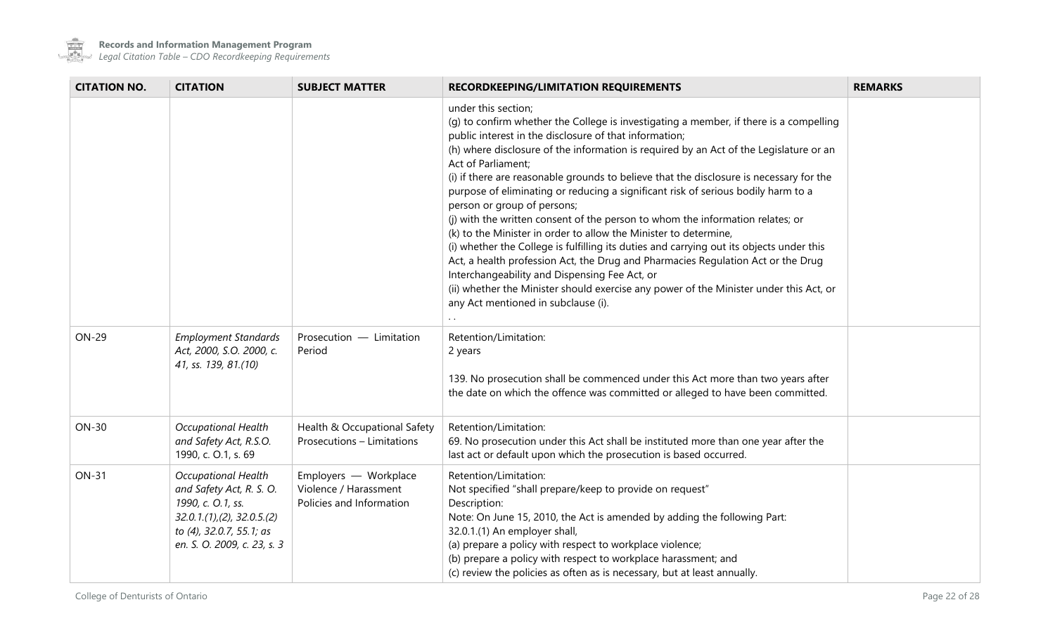| CITATION NO. | CITATION | SUBJECT MATTER | RECORDKEEPING/LIMITATION REQUIREMENTS | REMARKS |
|---|---|---|---|---|
| | | | under this section;<br>(g) to confirm whether the College is investigating a member, if there is a compelling public interest in the disclosure of that information;<br>(h) where disclosure of the information is required by an Act of the Legislature or an Act of Parliament;<br>(i) if there are reasonable grounds to believe that the disclosure is necessary for the purpose of eliminating or reducing a significant risk of serious bodily harm to a person or group of persons;<br>(j) with the written consent of the person to whom the information relates; or<br>(k) to the Minister in order to allow the Minister to determine,<br>(i) whether the College is fulfilling its duties and carrying out its objects under this Act, a health profession Act, the Drug and Pharmacies Regulation Act or the Drug Interchangeability and Dispensing Fee Act, or<br>(ii) whether the Minister should exercise any power of the Minister under this Act, or any Act mentioned in subclause (i).<br>. . | |
| ON-29 | *Employment Standards Act, 2000, S.O. 2000, c. 41, ss. 139, 81.(10)* | Prosecution — Limitation Period | Retention/Limitation:<br>2 years<br><br>139. No prosecution shall be commenced under this Act more than two years after the date on which the offence was committed or alleged to have been committed. | |
| ON-30 | *Occupational Health and Safety Act, R.S.O.* 1990, c. O.1, s. 69 | Health & Occupational Safety Prosecutions – Limitations | Retention/Limitation:<br>69. No prosecution under this Act shall be instituted more than one year after the last act or default upon which the prosecution is based occurred. | |
| ON-31 | *Occupational Health and Safety Act, R. S. O. 1990, c. O.1, ss. 32.0.1.(1),(2), 32.0.5.(2) to (4), 32.0.7, 55.1; as en. S. O. 2009, c. 23, s. 3* | Employers — Workplace Violence / Harassment Policies and Information | Retention/Limitation:<br>Not specified "shall prepare/keep to provide on request"<br>Description:<br>Note: On June 15, 2010, the Act is amended by adding the following Part:<br>32.0.1.(1) An employer shall,<br>(a) prepare a policy with respect to workplace violence;<br>(b) prepare a policy with respect to workplace harassment; and<br>(c) review the policies as often as is necessary, but at least annually. | |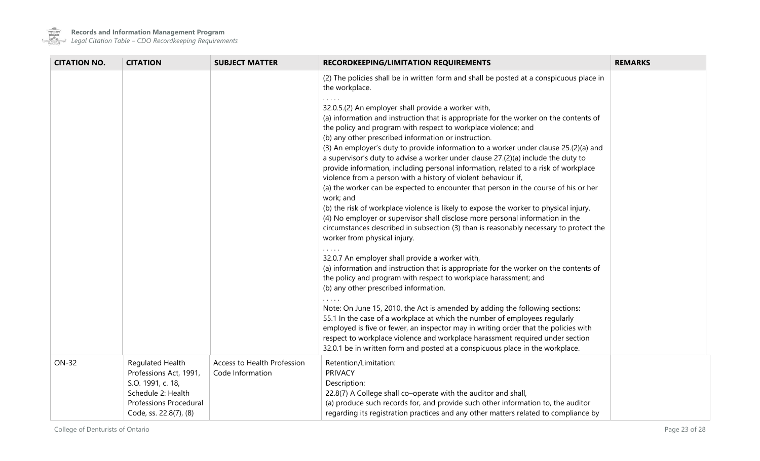| CITATION NO. | CITATION | SUBJECT MATTER | RECORDKEEPING/LIMITATION REQUIREMENTS | REMARKS |
|---|---|---|---|---|
| | | | (2) The policies shall be in written form and shall be posted at a conspicuous place in the workplace.<br>. . . . .<br>32.0.5.(2) An employer shall provide a worker with,<br>(a) information and instruction that is appropriate for the worker on the contents of the policy and program with respect to workplace violence; and<br>(b) any other prescribed information or instruction.<br>(3) An employer's duty to provide information to a worker under clause 25.(2)(a) and a supervisor's duty to advise a worker under clause 27.(2)(a) include the duty to provide information, including personal information, related to a risk of workplace violence from a person with a history of violent behaviour if,<br>(a) the worker can be expected to encounter that person in the course of his or her work; and<br>(b) the risk of workplace violence is likely to expose the worker to physical injury.<br>(4) No employer or supervisor shall disclose more personal information in the circumstances described in subsection (3) than is reasonably necessary to protect the worker from physical injury.<br>. . . . .<br>32.0.7 An employer shall provide a worker with,<br>(a) information and instruction that is appropriate for the worker on the contents of the policy and program with respect to workplace harassment; and<br>(b) any other prescribed information.<br>. . . . .<br>Note: On June 15, 2010, the Act is amended by adding the following sections:<br>55.1 In the case of a workplace at which the number of employees regularly employed is five or fewer, an inspector may in writing order that the policies with respect to workplace violence and workplace harassment required under section 32.0.1 be in written form and posted at a conspicuous place in the workplace. | |
| ON-32 | Regulated Health Professions Act, 1991, S.O. 1991, c. 18, Schedule 2: Health Professions Procedural Code, ss. 22.8(7), (8) | Access to Health Profession Code Information | Retention/Limitation:<br>PRIVACY<br>Description:<br>22.8(7) A College shall co–operate with the auditor and shall,<br>(a) produce such records for, and provide such other information to, the auditor regarding its registration practices and any other matters related to compliance by | |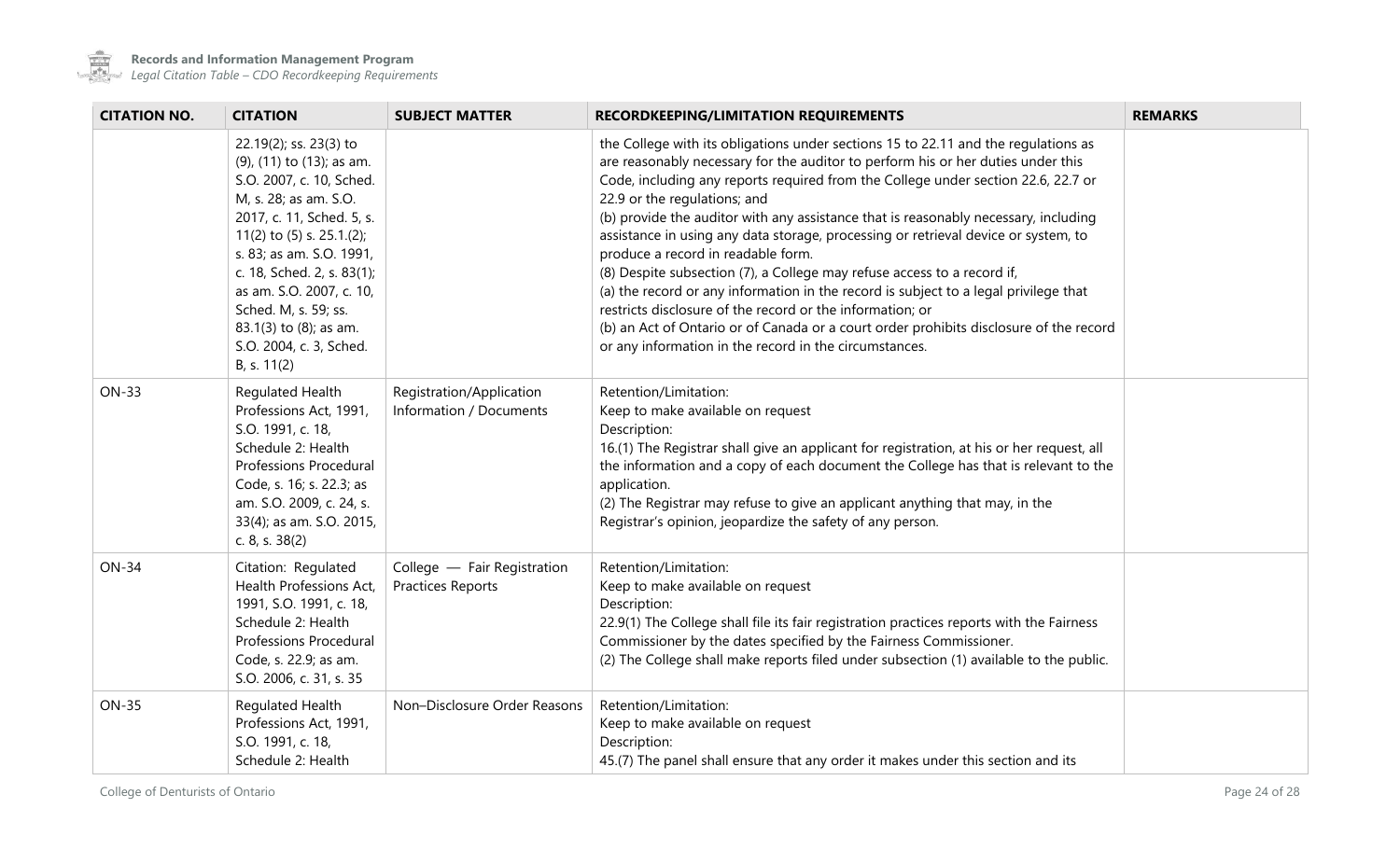| CITATION NO. | CITATION | SUBJECT MATTER | RECORDKEEPING/LIMITATION REQUIREMENTS | REMARKS |
|---|---|---|---|---|
| | 22.19(2); ss. 23(3) to (9), (11) to (13); as am. S.O. 2007, c. 10, Sched. M, s. 28; as am. S.O. 2017, c. 11, Sched. 5, s. 11(2) to (5) s. 25.1.(2); s. 83; as am. S.O. 1991, c. 18, Sched. 2, s. 83(1); as am. S.O. 2007, c. 10, Sched. M, s. 59; ss. 83.1(3) to (8); as am. S.O. 2004, c. 3, Sched. B, s. 11(2) | | the College with its obligations under sections 15 to 22.11 and the regulations as are reasonably necessary for the auditor to perform his or her duties under this Code, including any reports required from the College under section 22.6, 22.7 or 22.9 or the regulations; and<br>(b) provide the auditor with any assistance that is reasonably necessary, including assistance in using any data storage, processing or retrieval device or system, to produce a record in readable form.<br>(8) Despite subsection (7), a College may refuse access to a record if,<br>(a) the record or any information in the record is subject to a legal privilege that restricts disclosure of the record or the information; or<br>(b) an Act of Ontario or of Canada or a court order prohibits disclosure of the record or any information in the record in the circumstances. | |
| ON-33 | Regulated Health Professions Act, 1991, S.O. 1991, c. 18, Schedule 2: Health Professions Procedural Code, s. 16; s. 22.3; as am. S.O. 2009, c. 24, s. 33(4); as am. S.O. 2015, c. 8, s. 38(2) | Registration/Application Information / Documents | Retention/Limitation:<br>Keep to make available on request<br>Description:<br>16.(1) The Registrar shall give an applicant for registration, at his or her request, all the information and a copy of each document the College has that is relevant to the application.<br>(2) The Registrar may refuse to give an applicant anything that may, in the Registrar's opinion, jeopardize the safety of any person. | |
| ON-34 | Citation: Regulated Health Professions Act, 1991, S.O. 1991, c. 18, Schedule 2: Health Professions Procedural Code, s. 22.9; as am. S.O. 2006, c. 31, s. 35 | College — Fair Registration Practices Reports | Retention/Limitation:<br>Keep to make available on request<br>Description:<br>22.9(1) The College shall file its fair registration practices reports with the Fairness Commissioner by the dates specified by the Fairness Commissioner.<br>(2) The College shall make reports filed under subsection (1) available to the public. | |
| ON-35 | Regulated Health Professions Act, 1991, S.O. 1991, c. 18, Schedule 2: Health | Non–Disclosure Order Reasons | Retention/Limitation:<br>Keep to make available on request<br>Description:<br>45.(7) The panel shall ensure that any order it makes under this section and its | |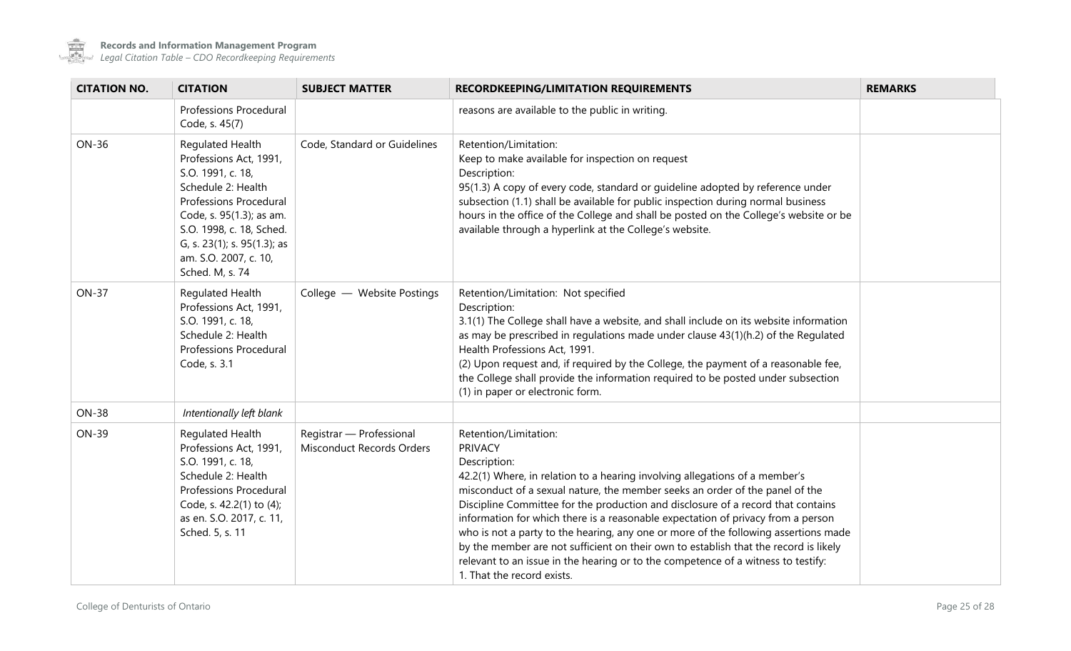| CITATION NO. | CITATION | SUBJECT MATTER | RECORDKEEPING/LIMITATION REQUIREMENTS | REMARKS |
|---|---|---|---|---|
| | Professions Procedural Code, s. 45(7) | | reasons are available to the public in writing. | |
| ON-36 | Regulated Health Professions Act, 1991, S.O. 1991, c. 18, Schedule 2: Health Professions Procedural Code, s. 95(1.3); as am. S.O. 1998, c. 18, Sched. G, s. 23(1); s. 95(1.3); as am. S.O. 2007, c. 10, Sched. M, s. 74 | Code, Standard or Guidelines | Retention/Limitation:<br>Keep to make available for inspection on request<br>Description:<br>95(1.3) A copy of every code, standard or guideline adopted by reference under subsection (1.1) shall be available for public inspection during normal business hours in the office of the College and shall be posted on the College's website or be available through a hyperlink at the College's website. | |
| ON-37 | Regulated Health Professions Act, 1991, S.O. 1991, c. 18, Schedule 2: Health Professions Procedural Code, s. 3.1 | College — Website Postings | Retention/Limitation: Not specified<br>Description:<br>3.1(1) The College shall have a website, and shall include on its website information as may be prescribed in regulations made under clause 43(1)(h.2) of the Regulated Health Professions Act, 1991.<br>(2) Upon request and, if required by the College, the payment of a reasonable fee, the College shall provide the information required to be posted under subsection (1) in paper or electronic form. | |
| ON-38 | *Intentionally left blank* | | | |
| ON-39 | Regulated Health Professions Act, 1991, S.O. 1991, c. 18, Schedule 2: Health Professions Procedural Code, s. 42.2(1) to (4); as en. S.O. 2017, c. 11, Sched. 5, s. 11 | Registrar — Professional Misconduct Records Orders | Retention/Limitation:<br>PRIVACY<br>Description:<br>42.2(1) Where, in relation to a hearing involving allegations of a member's misconduct of a sexual nature, the member seeks an order of the panel of the Discipline Committee for the production and disclosure of a record that contains information for which there is a reasonable expectation of privacy from a person who is not a party to the hearing, any one or more of the following assertions made by the member are not sufficient on their own to establish that the record is likely relevant to an issue in the hearing or to the competence of a witness to testify:<br>1. That the record exists. | |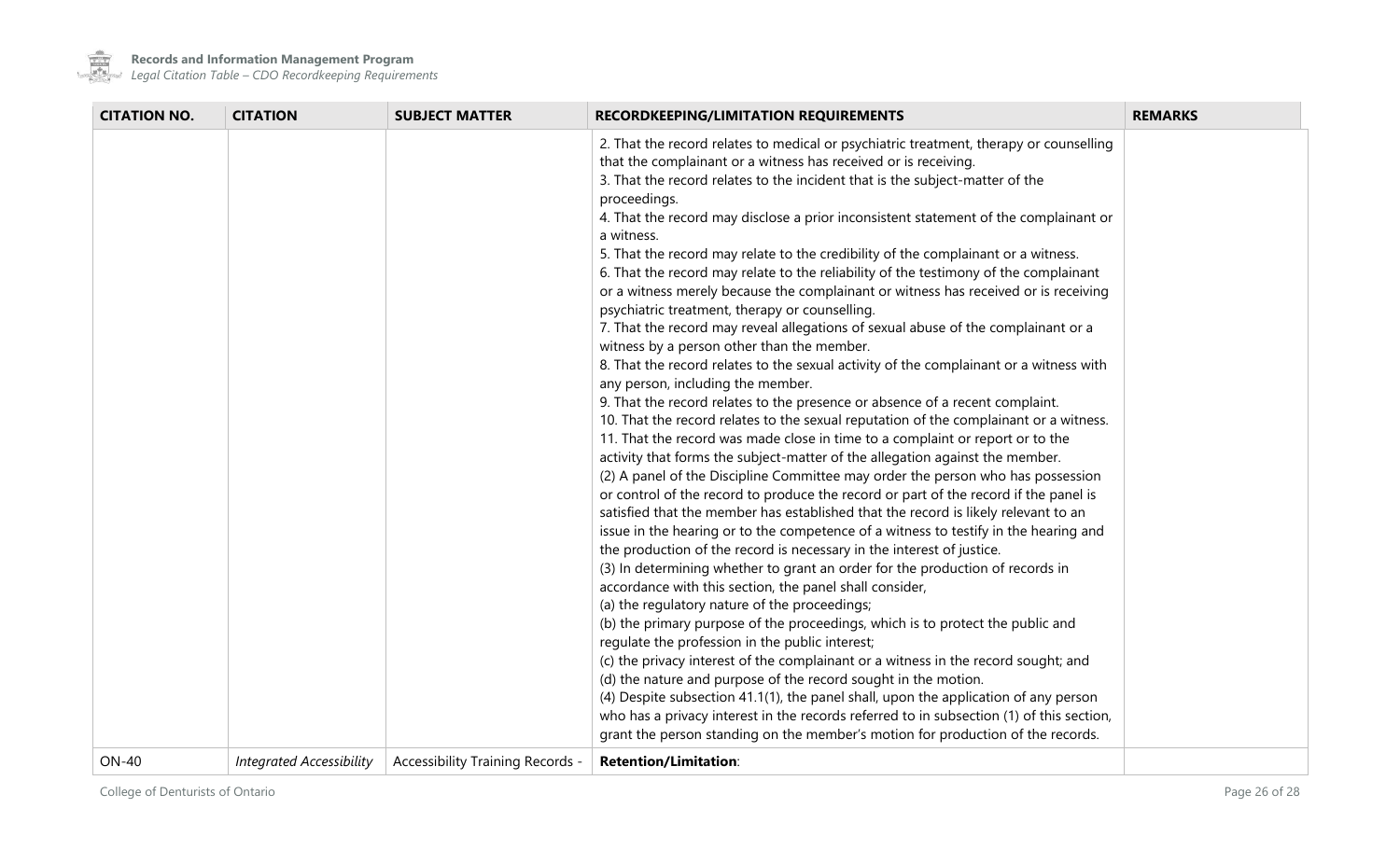| CITATION NO. | CITATION | SUBJECT MATTER | RECORDKEEPING/LIMITATION REQUIREMENTS | REMARKS |
|---|---|---|---|---|
| | | | 2. That the record relates to medical or psychiatric treatment, therapy or counselling that the complainant or a witness has received or is receiving.<br>3. That the record relates to the incident that is the subject-matter of the proceedings.<br>4. That the record may disclose a prior inconsistent statement of the complainant or a witness.<br>5. That the record may relate to the credibility of the complainant or a witness.<br>6. That the record may relate to the reliability of the testimony of the complainant or a witness merely because the complainant or witness has received or is receiving psychiatric treatment, therapy or counselling.<br>7. That the record may reveal allegations of sexual abuse of the complainant or a witness by a person other than the member.<br>8. That the record relates to the sexual activity of the complainant or a witness with any person, including the member.<br>9. That the record relates to the presence or absence of a recent complaint.<br>10. That the record relates to the sexual reputation of the complainant or a witness.<br>11. That the record was made close in time to a complaint or report or to the activity that forms the subject-matter of the allegation against the member.<br>(2) A panel of the Discipline Committee may order the person who has possession or control of the record to produce the record or part of the record if the panel is satisfied that the member has established that the record is likely relevant to an issue in the hearing or to the competence of a witness to testify in the hearing and the production of the record is necessary in the interest of justice.<br>(3) In determining whether to grant an order for the production of records in accordance with this section, the panel shall consider,<br>(a) the regulatory nature of the proceedings;<br>(b) the primary purpose of the proceedings, which is to protect the public and regulate the profession in the public interest;<br>(c) the privacy interest of the complainant or a witness in the record sought; and<br>(d) the nature and purpose of the record sought in the motion.<br>(4) Despite subsection 41.1(1), the panel shall, upon the application of any person who has a privacy interest in the records referred to in subsection (1) of this section, grant the person standing on the member's motion for production of the records. | |
| ON-40 | *Integrated Accessibility* | Accessibility Training Records - | **Retention/Limitation**: | |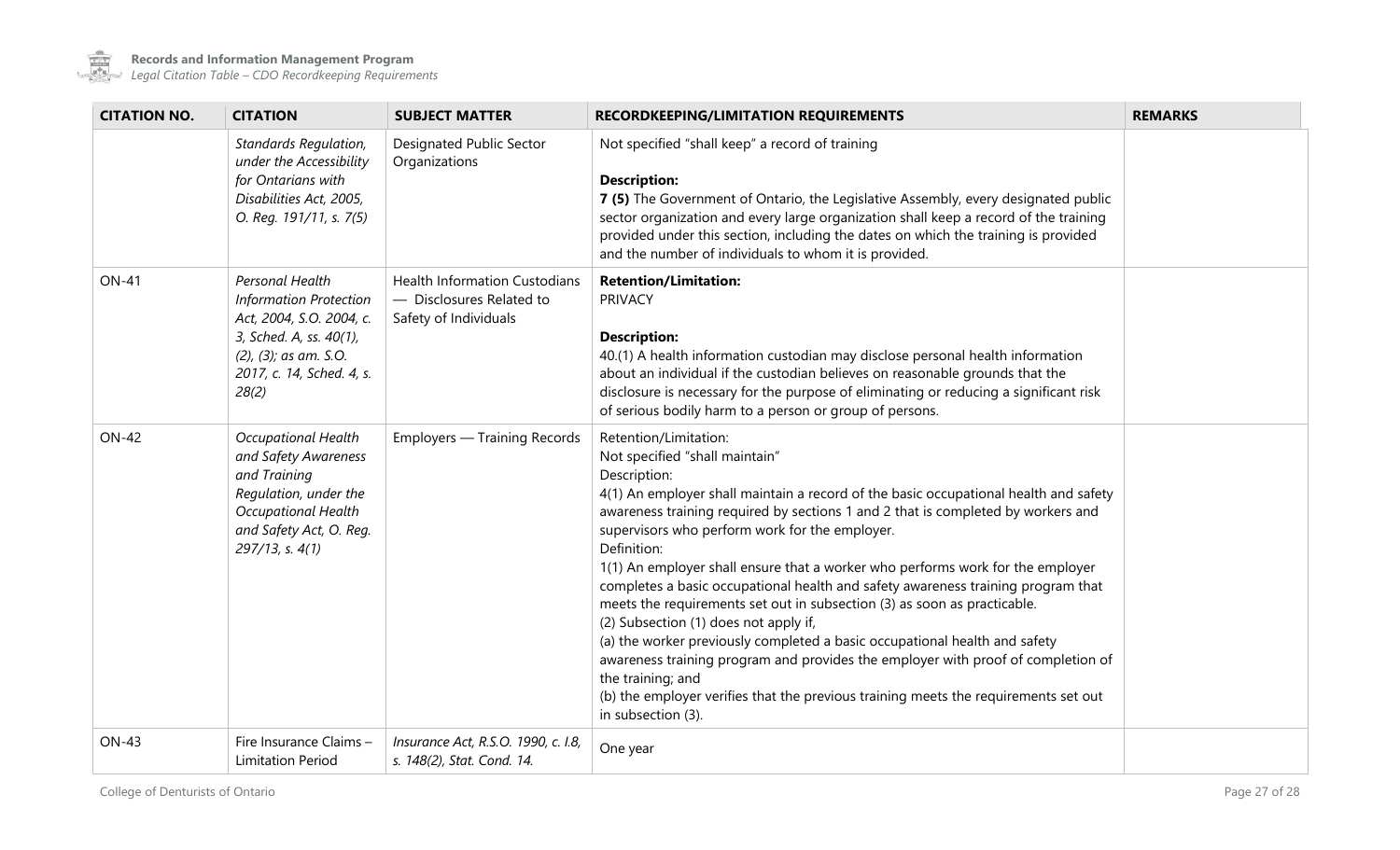| CITATION NO. | CITATION | SUBJECT MATTER | RECORDKEEPING/LIMITATION REQUIREMENTS | REMARKS |
|---|---|---|---|---|
| | *Standards Regulation, under the Accessibility for Ontarians with Disabilities Act, 2005, O. Reg. 191/11, s. 7(5)* | Designated Public Sector Organizations | Not specified "shall keep" a record of training<br><br>**Description:**<br>**7 (5)** The Government of Ontario, the Legislative Assembly, every designated public sector organization and every large organization shall keep a record of the training provided under this section, including the dates on which the training is provided and the number of individuals to whom it is provided. | |
| ON-41 | *Personal Health Information Protection Act, 2004, S.O. 2004, c. 3, Sched. A, ss. 40(1), (2), (3); as am. S.O. 2017, c. 14, Sched. 4, s. 28(2)* | Health Information Custodians — Disclosures Related to Safety of Individuals | **Retention/Limitation:**<br>PRIVACY<br><br>**Description:**<br>40.(1) A health information custodian may disclose personal health information about an individual if the custodian believes on reasonable grounds that the disclosure is necessary for the purpose of eliminating or reducing a significant risk of serious bodily harm to a person or group of persons. | |
| ON-42 | *Occupational Health and Safety Awareness and Training Regulation, under the Occupational Health and Safety Act, O. Reg. 297/13, s. 4(1)* | Employers — Training Records | Retention/Limitation:<br>Not specified "shall maintain"<br>Description:<br>4(1) An employer shall maintain a record of the basic occupational health and safety awareness training required by sections 1 and 2 that is completed by workers and supervisors who perform work for the employer.<br>Definition:<br>1(1) An employer shall ensure that a worker who performs work for the employer completes a basic occupational health and safety awareness training program that meets the requirements set out in subsection (3) as soon as practicable.<br>(2) Subsection (1) does not apply if,<br>(a) the worker previously completed a basic occupational health and safety awareness training program and provides the employer with proof of completion of the training; and<br>(b) the employer verifies that the previous training meets the requirements set out in subsection (3). | |
| ON-43 | Fire Insurance Claims – Limitation Period | *Insurance Act, R.S.O. 1990, c. I.8, s. 148(2), Stat. Cond. 14.* | One year | |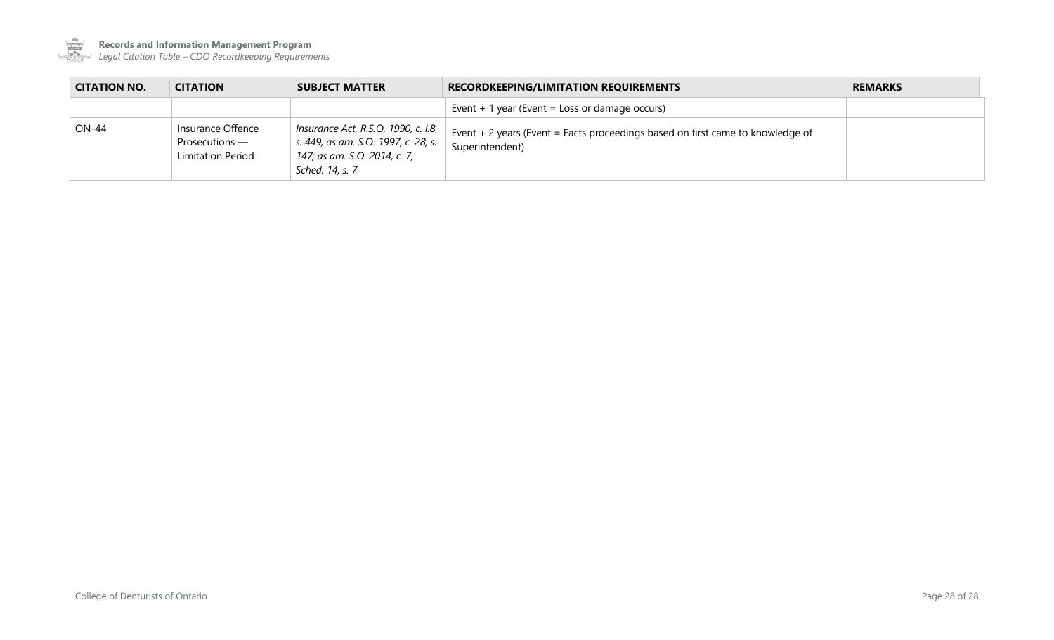| CITATION NO. | CITATION | SUBJECT MATTER | RECORDKEEPING/LIMITATION REQUIREMENTS | REMARKS |
|---|---|---|---|---|
| | | | Event + 1 year (Event = Loss or damage occurs) | |
| ON-44 | Insurance Offence Prosecutions — Limitation Period | *Insurance Act, R.S.O. 1990, c. I.8, s. 449; as am. S.O. 1997, c. 28, s. 147; as am. S.O. 2014, c. 7, Sched. 14, s. 7* | Event + 2 years (Event = Facts proceedings based on first came to knowledge of Superintendent) | |